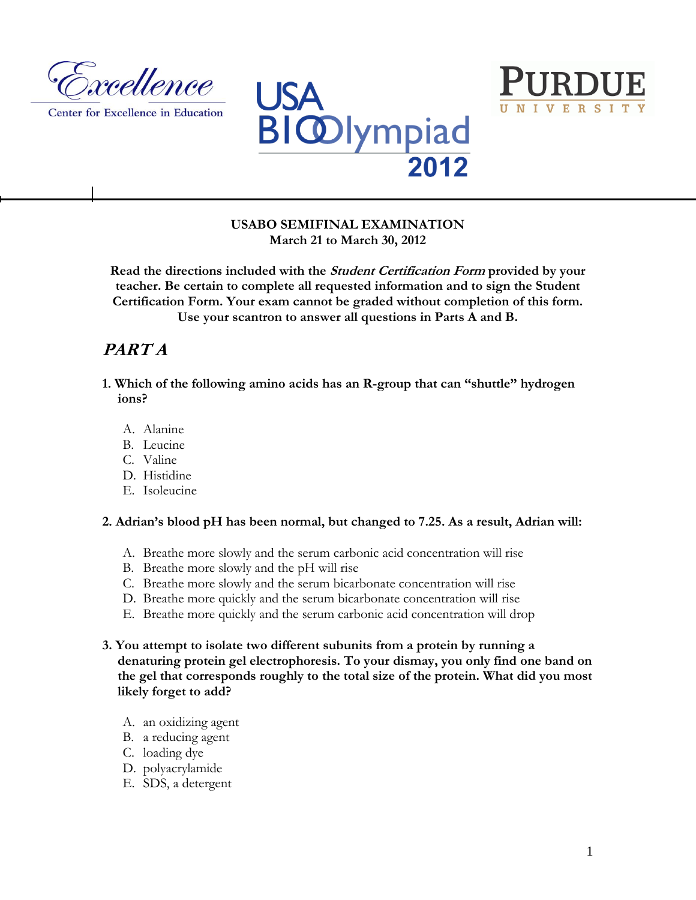Excellence
Center for Excellence in Education

USA BIOlympiad 2012

PURDUE UNIVERSITY

**USABO SEMIFINAL EXAMINATION**
**March 21 to March 30, 2012**

**Read the directions included with the *Student Certification Form* provided by your teacher. Be certain to complete all requested information and to sign the Student Certification Form. Your exam cannot be graded without completion of this form. Use your scantron to answer all questions in Parts A and B.**

## *PART A*

**1. Which of the following amino acids has an R-group that can "shuttle" hydrogen ions?**

A. Alanine
B. Leucine
C. Valine
D. Histidine
E. Isoleucine

**2. Adrian's blood pH has been normal, but changed to 7.25. As a result, Adrian will:**

A. Breathe more slowly and the serum carbonic acid concentration will rise
B. Breathe more slowly and the pH will rise
C. Breathe more slowly and the serum bicarbonate concentration will rise
D. Breathe more quickly and the serum bicarbonate concentration will rise
E. Breathe more quickly and the serum carbonic acid concentration will drop

**3. You attempt to isolate two different subunits from a protein by running a denaturing protein gel electrophoresis. To your dismay, you only find one band on the gel that corresponds roughly to the total size of the protein. What did you most likely forget to add?**

A. an oxidizing agent
B. a reducing agent
C. loading dye
D. polyacrylamide
E. SDS, a detergent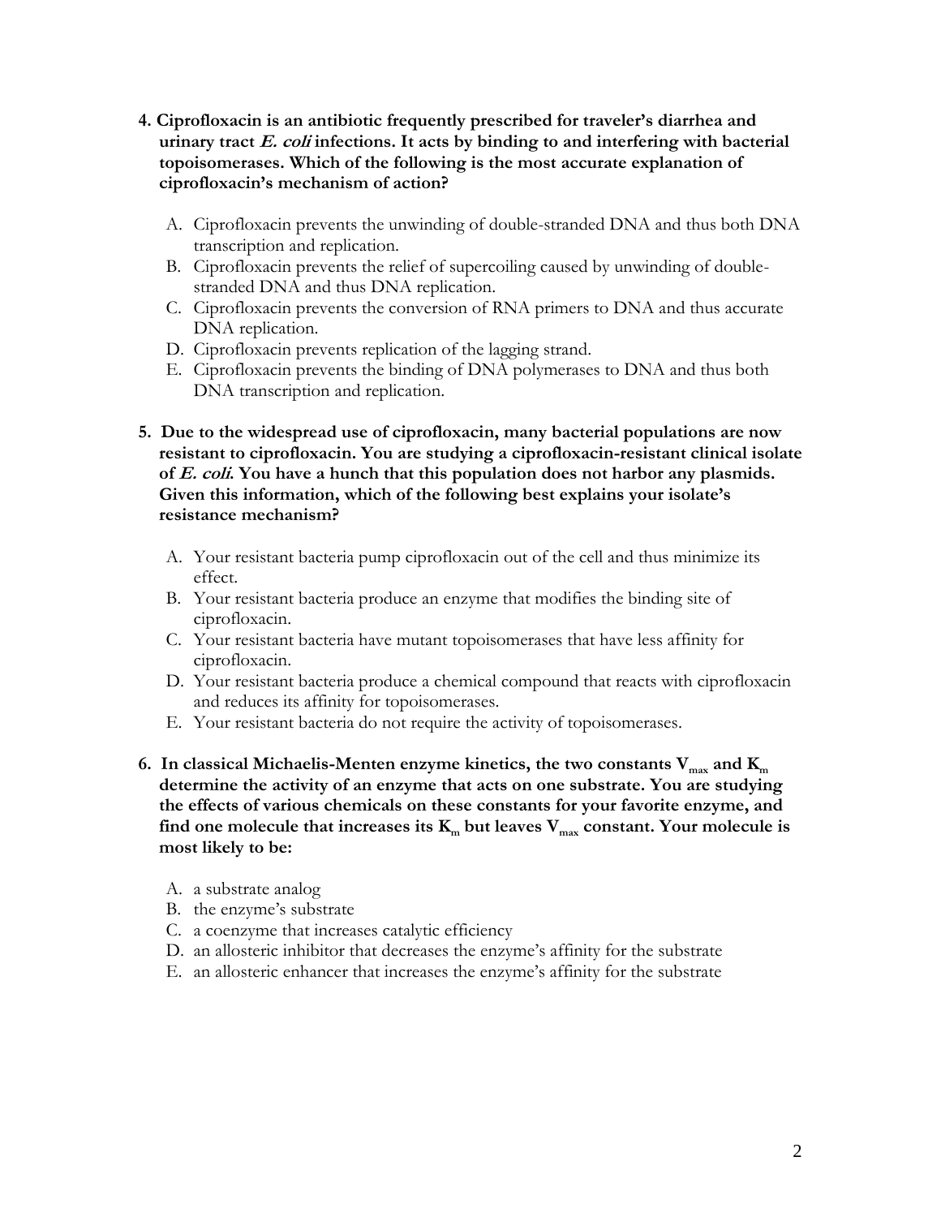**4. Ciprofloxacin is an antibiotic frequently prescribed for traveler's diarrhea and urinary tract *E. coli* infections. It acts by binding to and interfering with bacterial topoisomerases. Which of the following is the most accurate explanation of ciprofloxacin's mechanism of action?**

A. Ciprofloxacin prevents the unwinding of double-stranded DNA and thus both DNA transcription and replication.
B. Ciprofloxacin prevents the relief of supercoiling caused by unwinding of double-stranded DNA and thus DNA replication.
C. Ciprofloxacin prevents the conversion of RNA primers to DNA and thus accurate DNA replication.
D. Ciprofloxacin prevents replication of the lagging strand.
E. Ciprofloxacin prevents the binding of DNA polymerases to DNA and thus both DNA transcription and replication.

**5. Due to the widespread use of ciprofloxacin, many bacterial populations are now resistant to ciprofloxacin. You are studying a ciprofloxacin-resistant clinical isolate of *E. coli*. You have a hunch that this population does not harbor any plasmids. Given this information, which of the following best explains your isolate's resistance mechanism?**

A. Your resistant bacteria pump ciprofloxacin out of the cell and thus minimize its effect.
B. Your resistant bacteria produce an enzyme that modifies the binding site of ciprofloxacin.
C. Your resistant bacteria have mutant topoisomerases that have less affinity for ciprofloxacin.
D. Your resistant bacteria produce a chemical compound that reacts with ciprofloxacin and reduces its affinity for topoisomerases.
E. Your resistant bacteria do not require the activity of topoisomerases.

**6. In classical Michaelis-Menten enzyme kinetics, the two constants $V_{max}$ and $K_m$ determine the activity of an enzyme that acts on one substrate. You are studying the effects of various chemicals on these constants for your favorite enzyme, and find one molecule that increases its $K_m$ but leaves $V_{max}$ constant. Your molecule is most likely to be:**

A. a substrate analog
B. the enzyme's substrate
C. a coenzyme that increases catalytic efficiency
D. an allosteric inhibitor that decreases the enzyme's affinity for the substrate
E. an allosteric enhancer that increases the enzyme's affinity for the substrate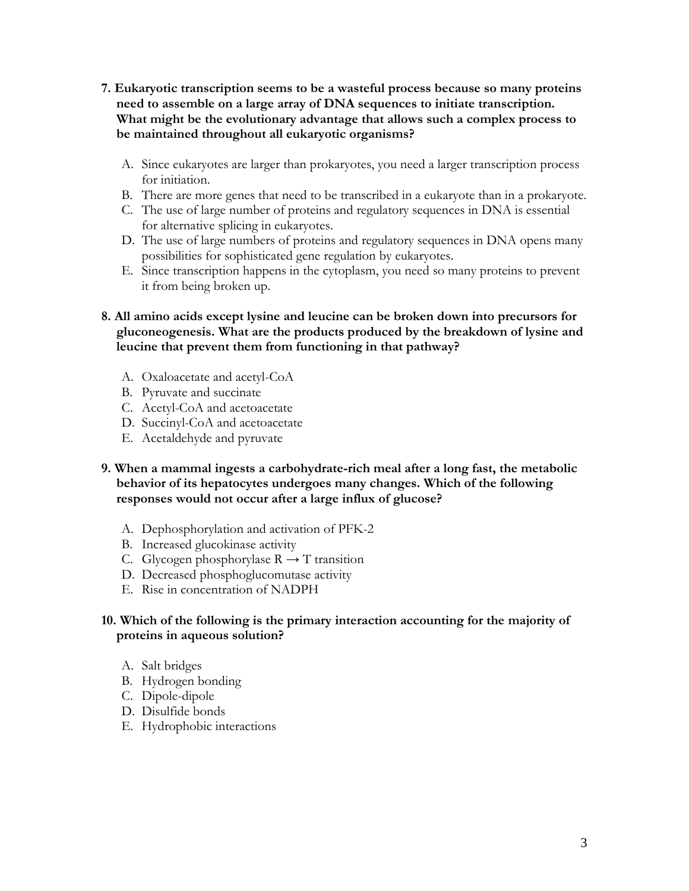**7. Eukaryotic transcription seems to be a wasteful process because so many proteins need to assemble on a large array of DNA sequences to initiate transcription. What might be the evolutionary advantage that allows such a complex process to be maintained throughout all eukaryotic organisms?**

A. Since eukaryotes are larger than prokaryotes, you need a larger transcription process for initiation.
B. There are more genes that need to be transcribed in a eukaryote than in a prokaryote.
C. The use of large number of proteins and regulatory sequences in DNA is essential for alternative splicing in eukaryotes.
D. The use of large numbers of proteins and regulatory sequences in DNA opens many possibilities for sophisticated gene regulation by eukaryotes.
E. Since transcription happens in the cytoplasm, you need so many proteins to prevent it from being broken up.

**8. All amino acids except lysine and leucine can be broken down into precursors for gluconeogenesis. What are the products produced by the breakdown of lysine and leucine that prevent them from functioning in that pathway?**

A. Oxaloacetate and acetyl-CoA
B. Pyruvate and succinate
C. Acetyl-CoA and acetoacetate
D. Succinyl-CoA and acetoacetate
E. Acetaldehyde and pyruvate

**9. When a mammal ingests a carbohydrate-rich meal after a long fast, the metabolic behavior of its hepatocytes undergoes many changes. Which of the following responses would not occur after a large influx of glucose?**

A. Dephosphorylation and activation of PFK-2
B. Increased glucokinase activity
C. Glycogen phosphorylase R → T transition
D. Decreased phosphoglucomutase activity
E. Rise in concentration of NADPH

**10. Which of the following is the primary interaction accounting for the majority of proteins in aqueous solution?**

A. Salt bridges
B. Hydrogen bonding
C. Dipole-dipole
D. Disulfide bonds
E. Hydrophobic interactions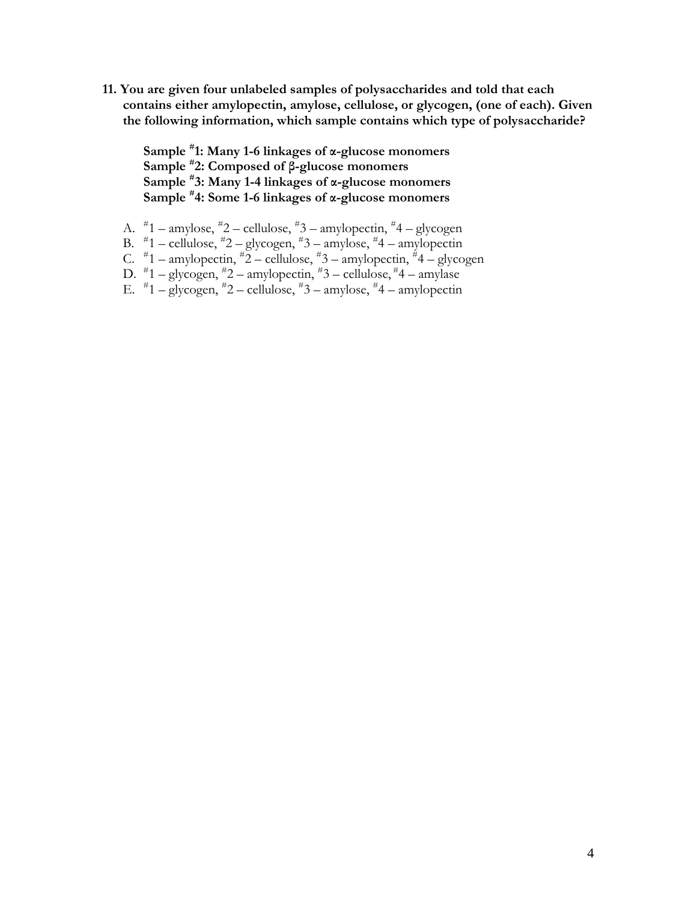**11. You are given four unlabeled samples of polysaccharides and told that each contains either amylopectin, amylose, cellulose, or glycogen, (one of each). Given the following information, which sample contains which type of polysaccharide?**

**Sample #1: Many 1-6 linkages of α-glucose monomers**
**Sample #2: Composed of β-glucose monomers**
**Sample #3: Many 1-4 linkages of α-glucose monomers**
**Sample #4: Some 1-6 linkages of α-glucose monomers**

A. #1 – amylose, #2 – cellulose, #3 – amylopectin, #4 – glycogen
B. #1 – cellulose, #2 – glycogen, #3 – amylose, #4 – amylopectin
C. #1 – amylopectin, #2 – cellulose, #3 – amylopectin, #4 – glycogen
D. #1 – glycogen, #2 – amylopectin, #3 – cellulose, #4 – amylase
E. #1 – glycogen, #2 – cellulose, #3 – amylose, #4 – amylopectin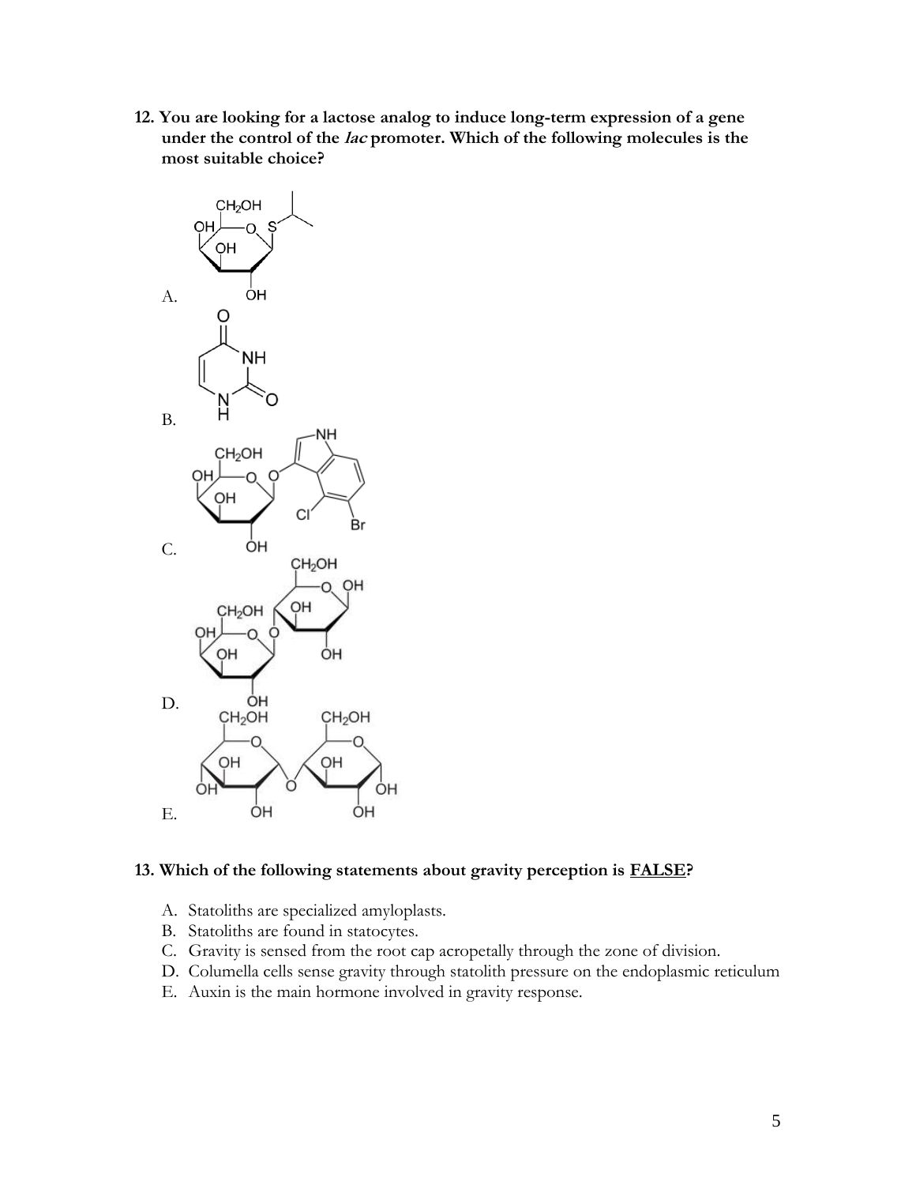**12. You are looking for a lactose analog to induce long-term expression of a gene under the control of the *lac* promoter. Which of the following molecules is the most suitable choice?**

A.

B.

C.

D.

E.

**13. Which of the following statements about gravity perception is FALSE?**

A. Statoliths are specialized amyloplasts.
B. Statoliths are found in statocytes.
C. Gravity is sensed from the root cap acropetally through the zone of division.
D. Columella cells sense gravity through statolith pressure on the endoplasmic reticulum
E. Auxin is the main hormone involved in gravity response.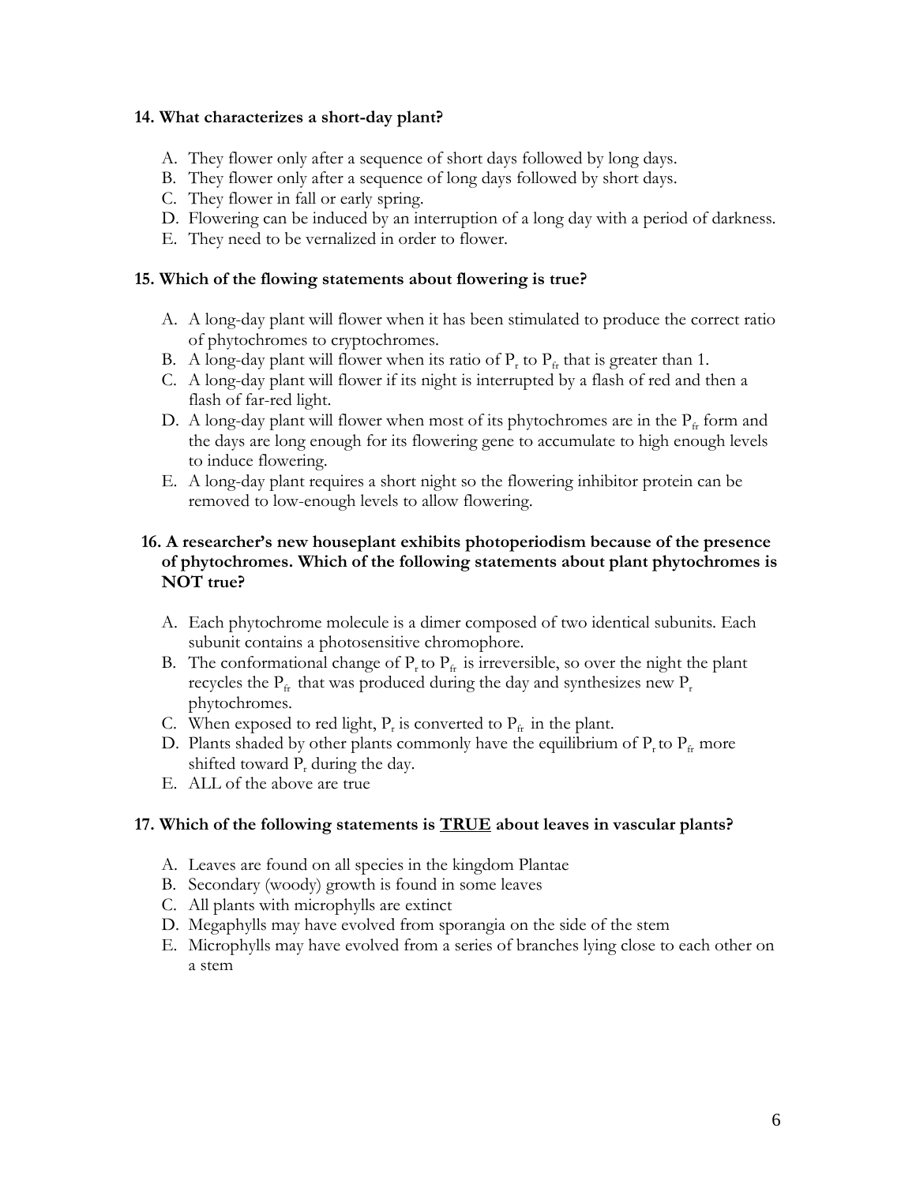**14. What characterizes a short-day plant?**

A. They flower only after a sequence of short days followed by long days.
B. They flower only after a sequence of long days followed by short days.
C. They flower in fall or early spring.
D. Flowering can be induced by an interruption of a long day with a period of darkness.
E. They need to be vernalized in order to flower.

**15. Which of the flowing statements about flowering is true?**

A. A long-day plant will flower when it has been stimulated to produce the correct ratio of phytochromes to cryptochromes.
B. A long-day plant will flower when its ratio of $P_r$ to $P_{fr}$ that is greater than 1.
C. A long-day plant will flower if its night is interrupted by a flash of red and then a flash of far-red light.
D. A long-day plant will flower when most of its phytochromes are in the $P_{fr}$ form and the days are long enough for its flowering gene to accumulate to high enough levels to induce flowering.
E. A long-day plant requires a short night so the flowering inhibitor protein can be removed to low-enough levels to allow flowering.

**16. A researcher's new houseplant exhibits photoperiodism because of the presence of phytochromes. Which of the following statements about plant phytochromes is NOT true?**

A. Each phytochrome molecule is a dimer composed of two identical subunits. Each subunit contains a photosensitive chromophore.
B. The conformational change of $P_r$ to $P_{fr}$ is irreversible, so over the night the plant recycles the $P_{fr}$ that was produced during the day and synthesizes new $P_r$ phytochromes.
C. When exposed to red light, $P_r$ is converted to $P_{fr}$ in the plant.
D. Plants shaded by other plants commonly have the equilibrium of $P_r$ to $P_{fr}$ more shifted toward $P_r$ during the day.
E. ALL of the above are true

**17. Which of the following statements is <u>TRUE</u> about leaves in vascular plants?**

A. Leaves are found on all species in the kingdom Plantae
B. Secondary (woody) growth is found in some leaves
C. All plants with microphylls are extinct
D. Megaphylls may have evolved from sporangia on the side of the stem
E. Microphylls may have evolved from a series of branches lying close to each other on a stem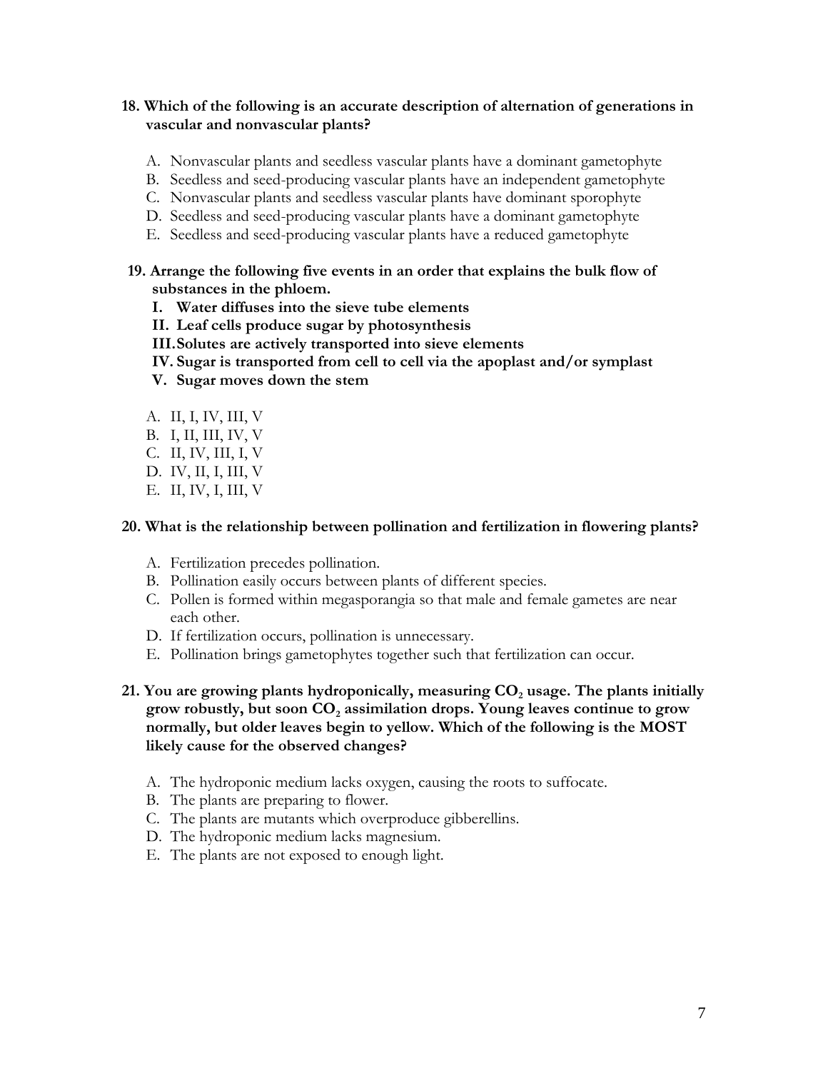**18. Which of the following is an accurate description of alternation of generations in vascular and nonvascular plants?**

A. Nonvascular plants and seedless vascular plants have a dominant gametophyte
B. Seedless and seed-producing vascular plants have an independent gametophyte
C. Nonvascular plants and seedless vascular plants have dominant sporophyte
D. Seedless and seed-producing vascular plants have a dominant gametophyte
E. Seedless and seed-producing vascular plants have a reduced gametophyte

**19. Arrange the following five events in an order that explains the bulk flow of substances in the phloem.**

**I. Water diffuses into the sieve tube elements**
**II. Leaf cells produce sugar by photosynthesis**
**III. Solutes are actively transported into sieve elements**
**IV. Sugar is transported from cell to cell via the apoplast and/or symplast**
**V. Sugar moves down the stem**

A. II, I, IV, III, V
B. I, II, III, IV, V
C. II, IV, III, I, V
D. IV, II, I, III, V
E. II, IV, I, III, V

**20. What is the relationship between pollination and fertilization in flowering plants?**

A. Fertilization precedes pollination.
B. Pollination easily occurs between plants of different species.
C. Pollen is formed within megasporangia so that male and female gametes are near each other.
D. If fertilization occurs, pollination is unnecessary.
E. Pollination brings gametophytes together such that fertilization can occur.

**21. You are growing plants hydroponically, measuring $CO_2$ usage. The plants initially grow robustly, but soon $CO_2$ assimilation drops. Young leaves continue to grow normally, but older leaves begin to yellow. Which of the following is the MOST likely cause for the observed changes?**

A. The hydroponic medium lacks oxygen, causing the roots to suffocate.
B. The plants are preparing to flower.
C. The plants are mutants which overproduce gibberellins.
D. The hydroponic medium lacks magnesium.
E. The plants are not exposed to enough light.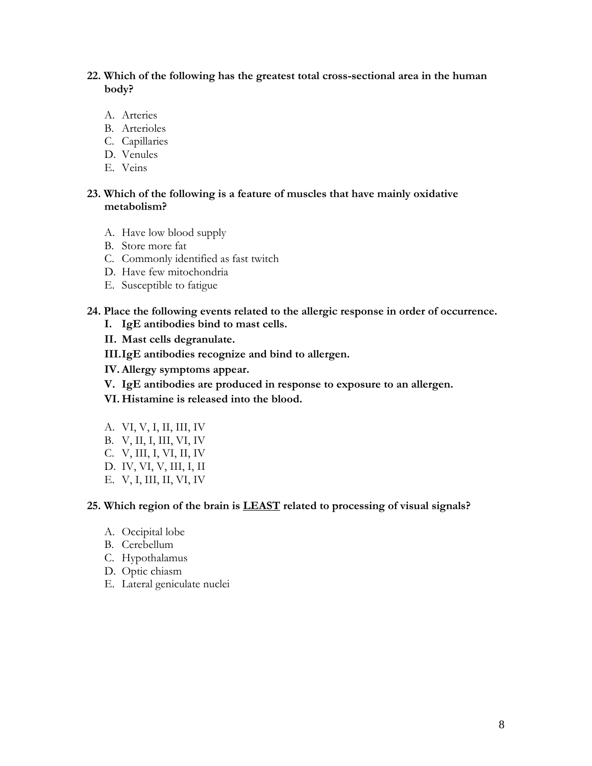**22. Which of the following has the greatest total cross-sectional area in the human body?**

A. Arteries
B. Arterioles
C. Capillaries
D. Venules
E. Veins

**23. Which of the following is a feature of muscles that have mainly oxidative metabolism?**

A. Have low blood supply
B. Store more fat
C. Commonly identified as fast twitch
D. Have few mitochondria
E. Susceptible to fatigue

**24. Place the following events related to the allergic response in order of occurrence.**

**I. IgE antibodies bind to mast cells.**

**II. Mast cells degranulate.**

**III. IgE antibodies recognize and bind to allergen.**

**IV. Allergy symptoms appear.**

**V. IgE antibodies are produced in response to exposure to an allergen.**

**VI. Histamine is released into the blood.**

A. VI, V, I, II, III, IV
B. V, II, I, III, VI, IV
C. V, III, I, VI, II, IV
D. IV, VI, V, III, I, II
E. V, I, III, II, VI, IV

**25. Which region of the brain is <u>LEAST</u> related to processing of visual signals?**

A. Occipital lobe
B. Cerebellum
C. Hypothalamus
D. Optic chiasm
E. Lateral geniculate nuclei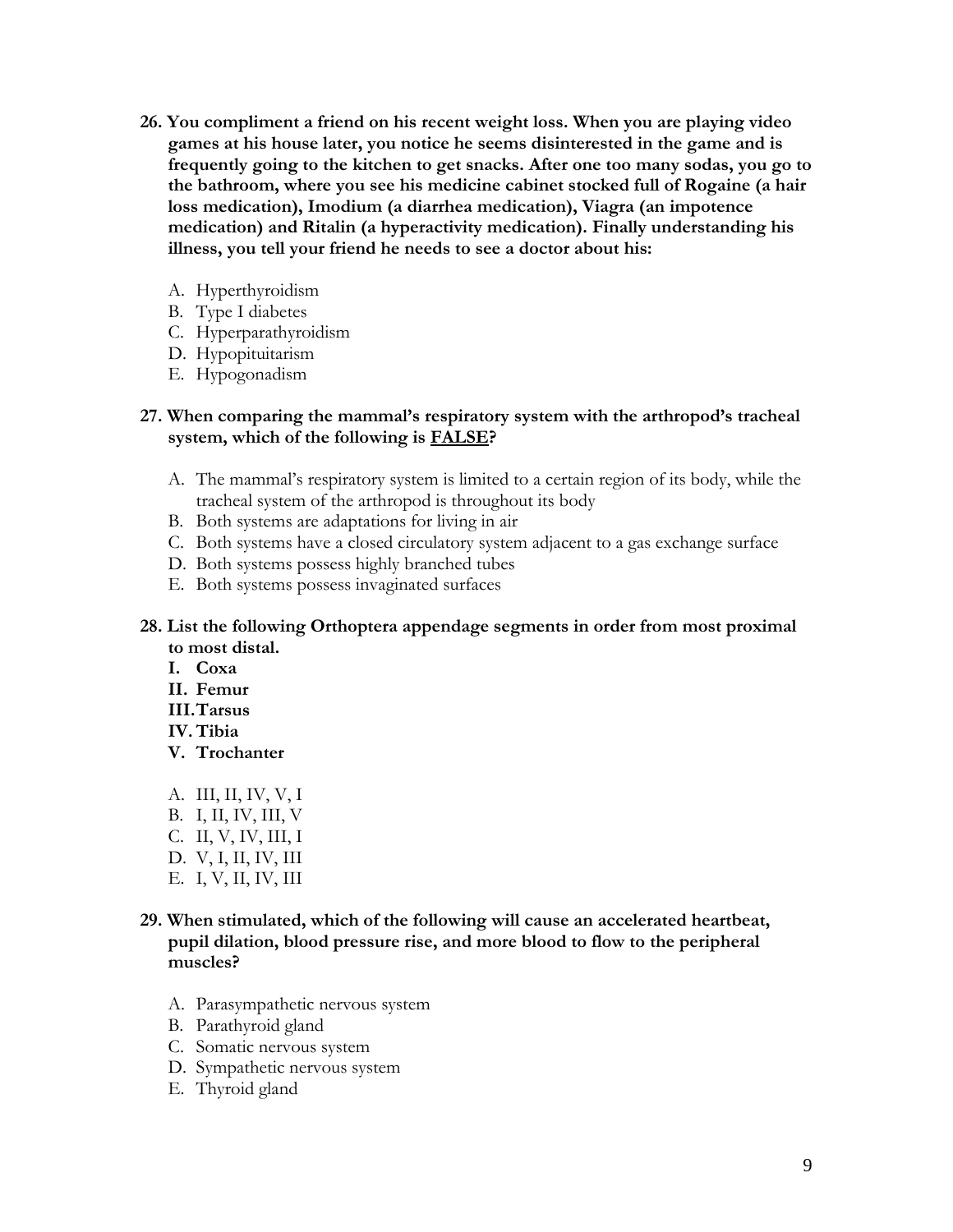**26. You compliment a friend on his recent weight loss. When you are playing video games at his house later, you notice he seems disinterested in the game and is frequently going to the kitchen to get snacks. After one too many sodas, you go to the bathroom, where you see his medicine cabinet stocked full of Rogaine (a hair loss medication), Imodium (a diarrhea medication), Viagra (an impotence medication) and Ritalin (a hyperactivity medication). Finally understanding his illness, you tell your friend he needs to see a doctor about his:**

A. Hyperthyroidism
B. Type I diabetes
C. Hyperparathyroidism
D. Hypopituitarism
E. Hypogonadism

**27. When comparing the mammal's respiratory system with the arthropod's tracheal system, which of the following is <u>FALSE</u>?**

A. The mammal's respiratory system is limited to a certain region of its body, while the tracheal system of the arthropod is throughout its body
B. Both systems are adaptations for living in air
C. Both systems have a closed circulatory system adjacent to a gas exchange surface
D. Both systems possess highly branched tubes
E. Both systems possess invaginated surfaces

**28. List the following Orthoptera appendage segments in order from most proximal to most distal.**

**I. Coxa**
**II. Femur**
**III. Tarsus**
**IV. Tibia**
**V. Trochanter**

A. III, II, IV, V, I
B. I, II, IV, III, V
C. II, V, IV, III, I
D. V, I, II, IV, III
E. I, V, II, IV, III

**29. When stimulated, which of the following will cause an accelerated heartbeat, pupil dilation, blood pressure rise, and more blood to flow to the peripheral muscles?**

A. Parasympathetic nervous system
B. Parathyroid gland
C. Somatic nervous system
D. Sympathetic nervous system
E. Thyroid gland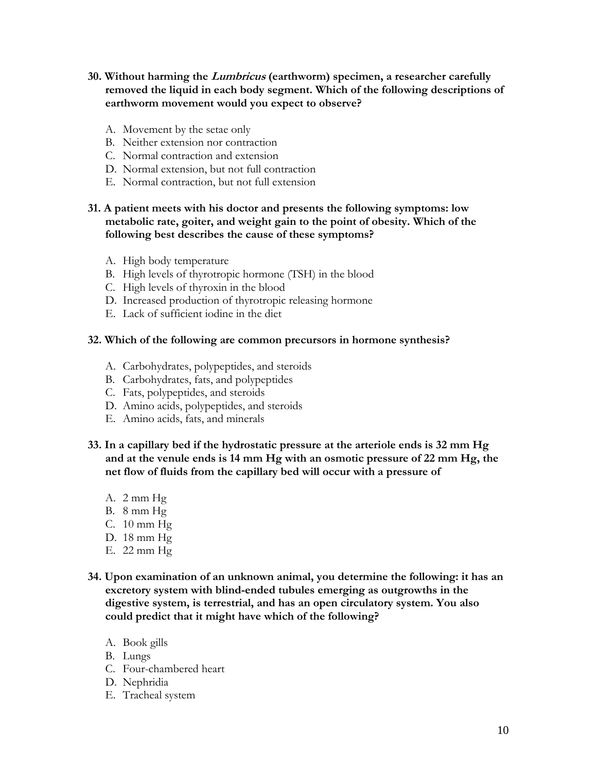**30. Without harming the *Lumbricus* (earthworm) specimen, a researcher carefully removed the liquid in each body segment. Which of the following descriptions of earthworm movement would you expect to observe?**

A. Movement by the setae only
B. Neither extension nor contraction
C. Normal contraction and extension
D. Normal extension, but not full contraction
E. Normal contraction, but not full extension

**31. A patient meets with his doctor and presents the following symptoms: low metabolic rate, goiter, and weight gain to the point of obesity. Which of the following best describes the cause of these symptoms?**

A. High body temperature
B. High levels of thyrotropic hormone (TSH) in the blood
C. High levels of thyroxin in the blood
D. Increased production of thyrotropic releasing hormone
E. Lack of sufficient iodine in the diet

**32. Which of the following are common precursors in hormone synthesis?**

A. Carbohydrates, polypeptides, and steroids
B. Carbohydrates, fats, and polypeptides
C. Fats, polypeptides, and steroids
D. Amino acids, polypeptides, and steroids
E. Amino acids, fats, and minerals

**33. In a capillary bed if the hydrostatic pressure at the arteriole ends is 32 mm Hg and at the venule ends is 14 mm Hg with an osmotic pressure of 22 mm Hg, the net flow of fluids from the capillary bed will occur with a pressure of**

A. 2 mm Hg
B. 8 mm Hg
C. 10 mm Hg
D. 18 mm Hg
E. 22 mm Hg

**34. Upon examination of an unknown animal, you determine the following: it has an excretory system with blind-ended tubules emerging as outgrowths in the digestive system, is terrestrial, and has an open circulatory system. You also could predict that it might have which of the following?**

A. Book gills
B. Lungs
C. Four-chambered heart
D. Nephridia
E. Tracheal system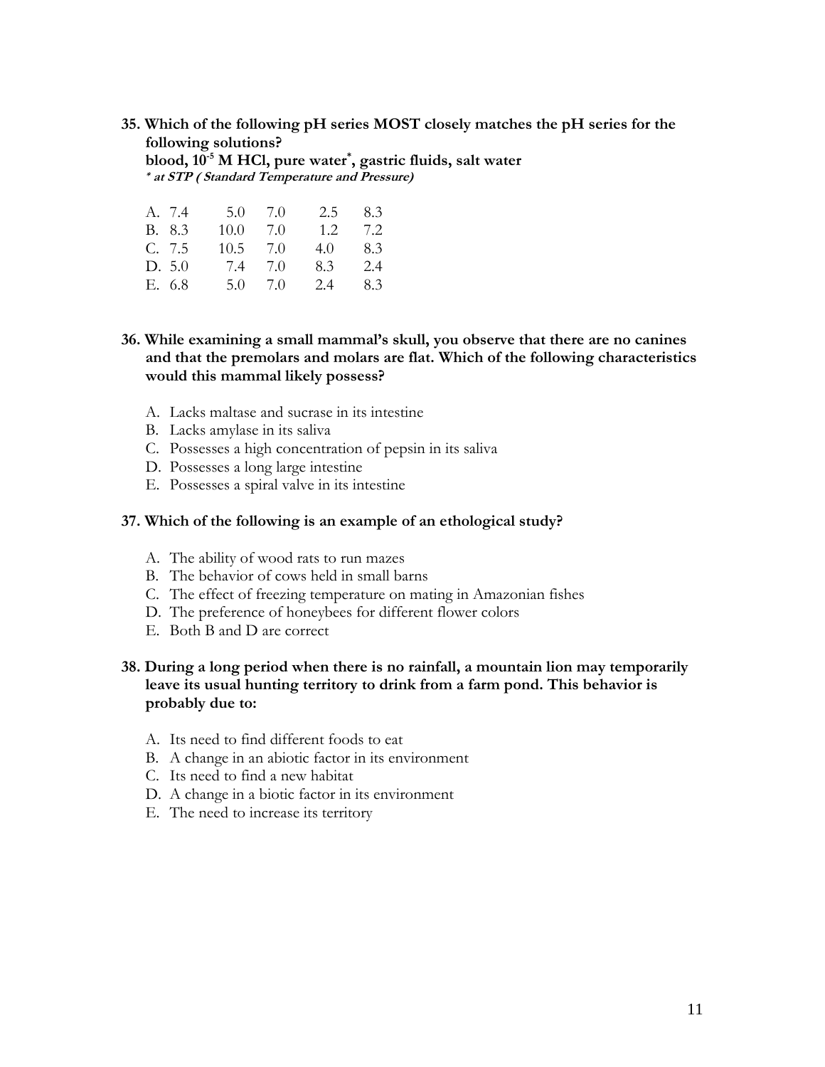**35. Which of the following pH series MOST closely matches the pH series for the following solutions?**
**blood, $10^{-5}$ M HCl, pure water*, gastric fluids, salt water**
***\* at STP ( Standard Temperature and Pressure)***

| | | | | | |
|---|---|---|---|---|---|
| A. | 7.4 | 5.0 | 7.0 | 2.5 | 8.3 |
| B. | 8.3 | 10.0 | 7.0 | 1.2 | 7.2 |
| C. | 7.5 | 10.5 | 7.0 | 4.0 | 8.3 |
| D. | 5.0 | 7.4 | 7.0 | 8.3 | 2.4 |
| E. | 6.8 | 5.0 | 7.0 | 2.4 | 8.3 |

**36. While examining a small mammal's skull, you observe that there are no canines and that the premolars and molars are flat. Which of the following characteristics would this mammal likely possess?**

A. Lacks maltase and sucrase in its intestine
B. Lacks amylase in its saliva
C. Possesses a high concentration of pepsin in its saliva
D. Possesses a long large intestine
E. Possesses a spiral valve in its intestine

**37. Which of the following is an example of an ethological study?**

A. The ability of wood rats to run mazes
B. The behavior of cows held in small barns
C. The effect of freezing temperature on mating in Amazonian fishes
D. The preference of honeybees for different flower colors
E. Both B and D are correct

**38. During a long period when there is no rainfall, a mountain lion may temporarily leave its usual hunting territory to drink from a farm pond. This behavior is probably due to:**

A. Its need to find different foods to eat
B. A change in an abiotic factor in its environment
C. Its need to find a new habitat
D. A change in a biotic factor in its environment
E. The need to increase its territory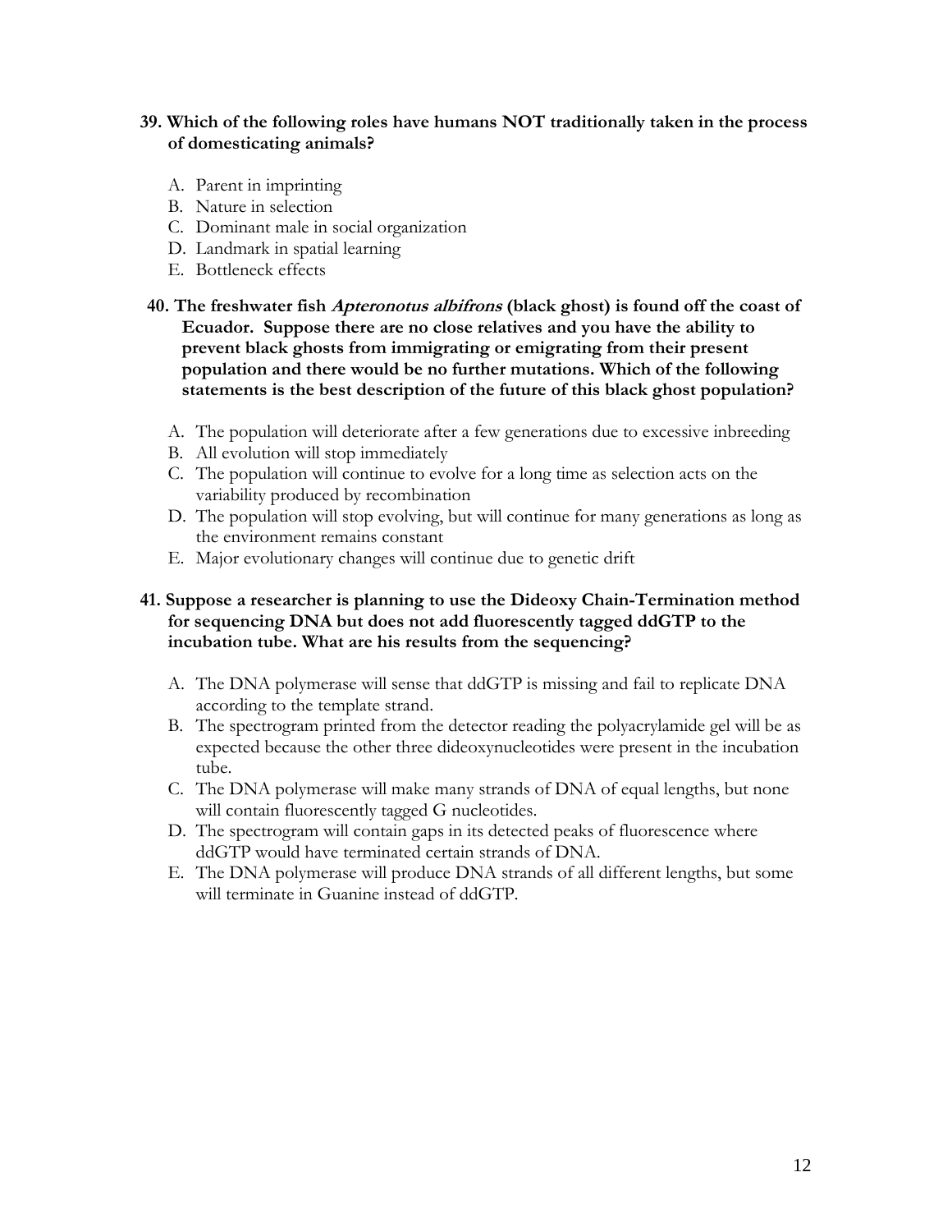**39. Which of the following roles have humans NOT traditionally taken in the process of domesticating animals?**

A. Parent in imprinting
B. Nature in selection
C. Dominant male in social organization
D. Landmark in spatial learning
E. Bottleneck effects

**40. The freshwater fish *Apteronotus albifrons* (black ghost) is found off the coast of Ecuador. Suppose there are no close relatives and you have the ability to prevent black ghosts from immigrating or emigrating from their present population and there would be no further mutations. Which of the following statements is the best description of the future of this black ghost population?**

A. The population will deteriorate after a few generations due to excessive inbreeding
B. All evolution will stop immediately
C. The population will continue to evolve for a long time as selection acts on the variability produced by recombination
D. The population will stop evolving, but will continue for many generations as long as the environment remains constant
E. Major evolutionary changes will continue due to genetic drift

**41. Suppose a researcher is planning to use the Dideoxy Chain-Termination method for sequencing DNA but does not add fluorescently tagged ddGTP to the incubation tube. What are his results from the sequencing?**

A. The DNA polymerase will sense that ddGTP is missing and fail to replicate DNA according to the template strand.
B. The spectrogram printed from the detector reading the polyacrylamide gel will be as expected because the other three dideoxynucleotides were present in the incubation tube.
C. The DNA polymerase will make many strands of DNA of equal lengths, but none will contain fluorescently tagged G nucleotides.
D. The spectrogram will contain gaps in its detected peaks of fluorescence where ddGTP would have terminated certain strands of DNA.
E. The DNA polymerase will produce DNA strands of all different lengths, but some will terminate in Guanine instead of ddGTP.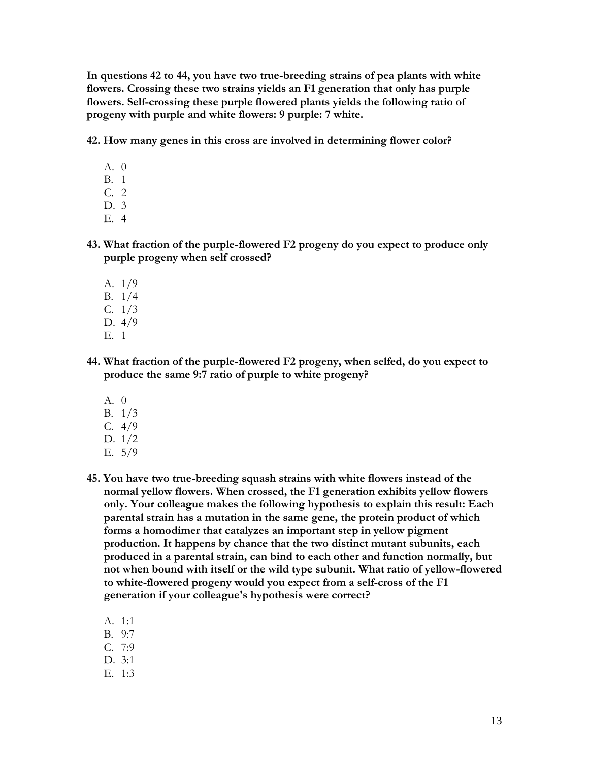**In questions 42 to 44, you have two true-breeding strains of pea plants with white flowers. Crossing these two strains yields an F1 generation that only has purple flowers. Self-crossing these purple flowered plants yields the following ratio of progeny with purple and white flowers: 9 purple: 7 white.**

**42. How many genes in this cross are involved in determining flower color?**

A. 0
B. 1
C. 2
D. 3
E. 4

**43. What fraction of the purple-flowered F2 progeny do you expect to produce only purple progeny when self crossed?**

A. 1/9
B. 1/4
C. 1/3
D. 4/9
E. 1

**44. What fraction of the purple-flowered F2 progeny, when selfed, do you expect to produce the same 9:7 ratio of purple to white progeny?**

A. 0
B. 1/3
C. 4/9
D. 1/2
E. 5/9

**45. You have two true-breeding squash strains with white flowers instead of the normal yellow flowers. When crossed, the F1 generation exhibits yellow flowers only. Your colleague makes the following hypothesis to explain this result: Each parental strain has a mutation in the same gene, the protein product of which forms a homodimer that catalyzes an important step in yellow pigment production. It happens by chance that the two distinct mutant subunits, each produced in a parental strain, can bind to each other and function normally, but not when bound with itself or the wild type subunit. What ratio of yellow-flowered to white-flowered progeny would you expect from a self-cross of the F1 generation if your colleague's hypothesis were correct?**

A. 1:1
B. 9:7
C. 7:9
D. 3:1
E. 1:3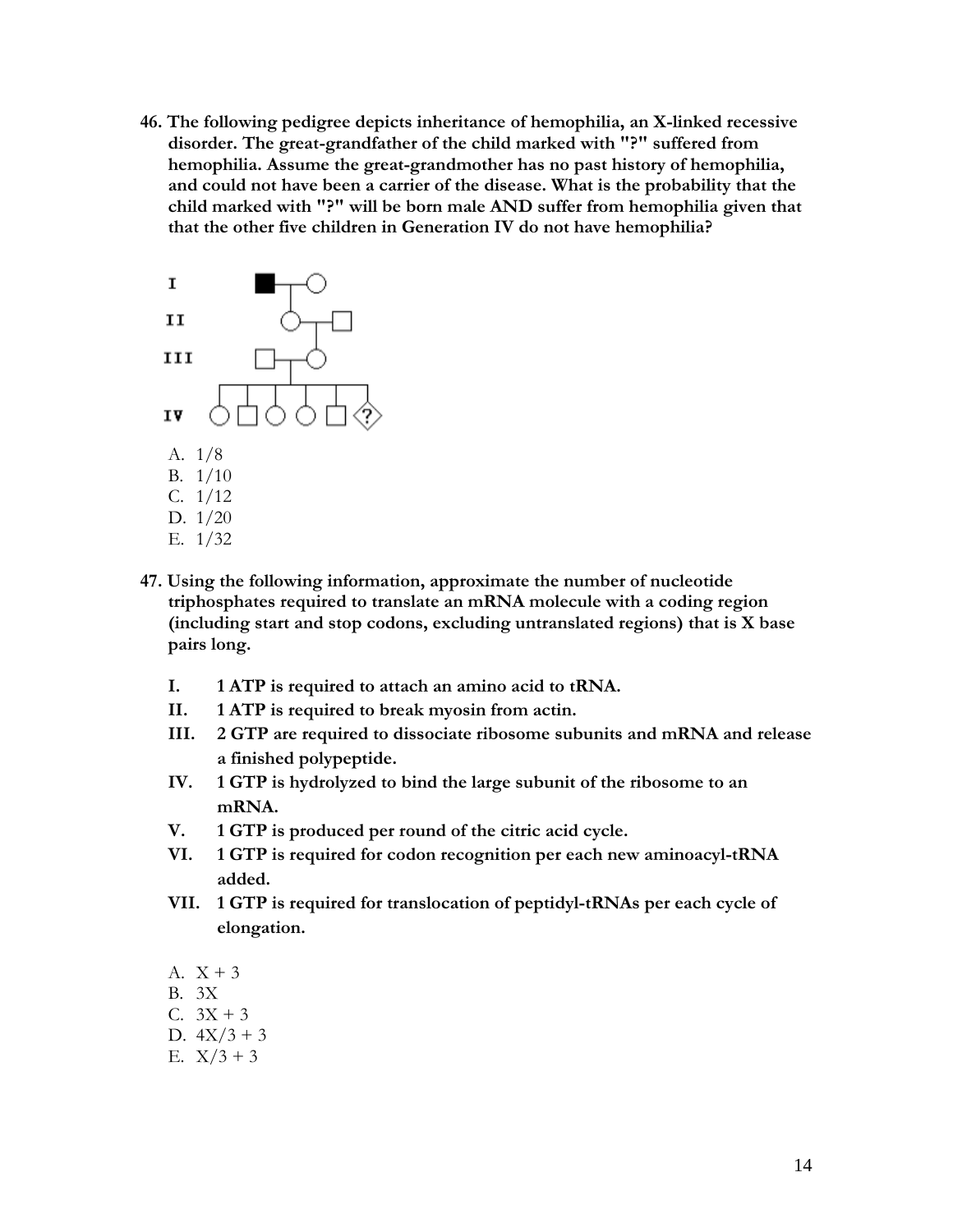46. **The following pedigree depicts inheritance of hemophilia, an X-linked recessive disorder. The great-grandfather of the child marked with "?" suffered from hemophilia. Assume the great-grandmother has no past history of hemophilia, and could not have been a carrier of the disease. What is the probability that the child marked with "?" will be born male AND suffer from hemophilia given that that the other five children in Generation IV do not have hemophilia?**

    A. 1/8
    B. 1/10
    C. 1/12
    D. 1/20
    E. 1/32

47. **Using the following information, approximate the number of nucleotide triphosphates required to translate an mRNA molecule with a coding region (including start and stop codons, excluding untranslated regions) that is X base pairs long.**

    **I. 1 ATP is required to attach an amino acid to tRNA.**
    **II. 1 ATP is required to break myosin from actin.**
    **III. 2 GTP are required to dissociate ribosome subunits and mRNA and release a finished polypeptide.**
    **IV. 1 GTP is hydrolyzed to bind the large subunit of the ribosome to an mRNA.**
    **V. 1 GTP is produced per round of the citric acid cycle.**
    **VI. 1 GTP is required for codon recognition per each new aminoacyl-tRNA added.**
    **VII. 1 GTP is required for translocation of peptidyl-tRNAs per each cycle of elongation.**

    A. X + 3
    B. 3X
    C. 3X + 3
    D. 4X/3 + 3
    E. X/3 + 3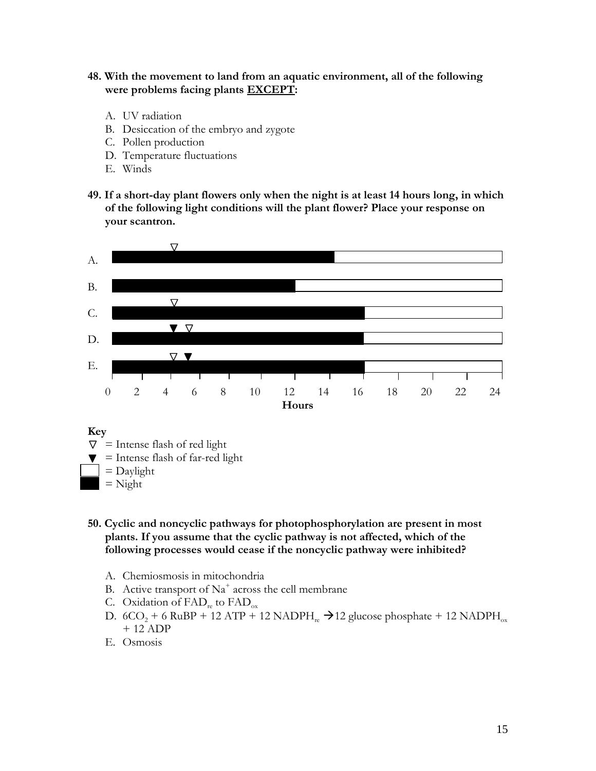**48. With the movement to land from an aquatic environment, all of the following were problems facing plants EXCEPT:**

A. UV radiation
B. Desiccation of the embryo and zygote
C. Pollen production
D. Temperature fluctuations
E. Winds

**49. If a short-day plant flowers only when the night is at least 14 hours long, in which of the following light conditions will the plant flower? Place your response on your scantron.**

A.
B.
C.
D.
E.

0 2 4 6 8 10 12 14 16 18 20 22 24

**Hours**

**Key**

▽ = Intense flash of red light
▼ = Intense flash of far-red light
□ = Daylight
■ = Night

**50. Cyclic and noncyclic pathways for photophosphorylation are present in most plants. If you assume that the cyclic pathway is not affected, which of the following processes would cease if the noncyclic pathway were inhibited?**

A. Chemiosmosis in mitochondria
B. Active transport of $Na^+$ across the cell membrane
C. Oxidation of $FAD_{re}$ to $FAD_{ox}$
D. $6CO_2 + 6\ RuBP + 12\ ATP + 12\ NADPH_{re} \rightarrow 12$ glucose phosphate $+ 12\ NADPH_{ox} + 12\ ADP$
E. Osmosis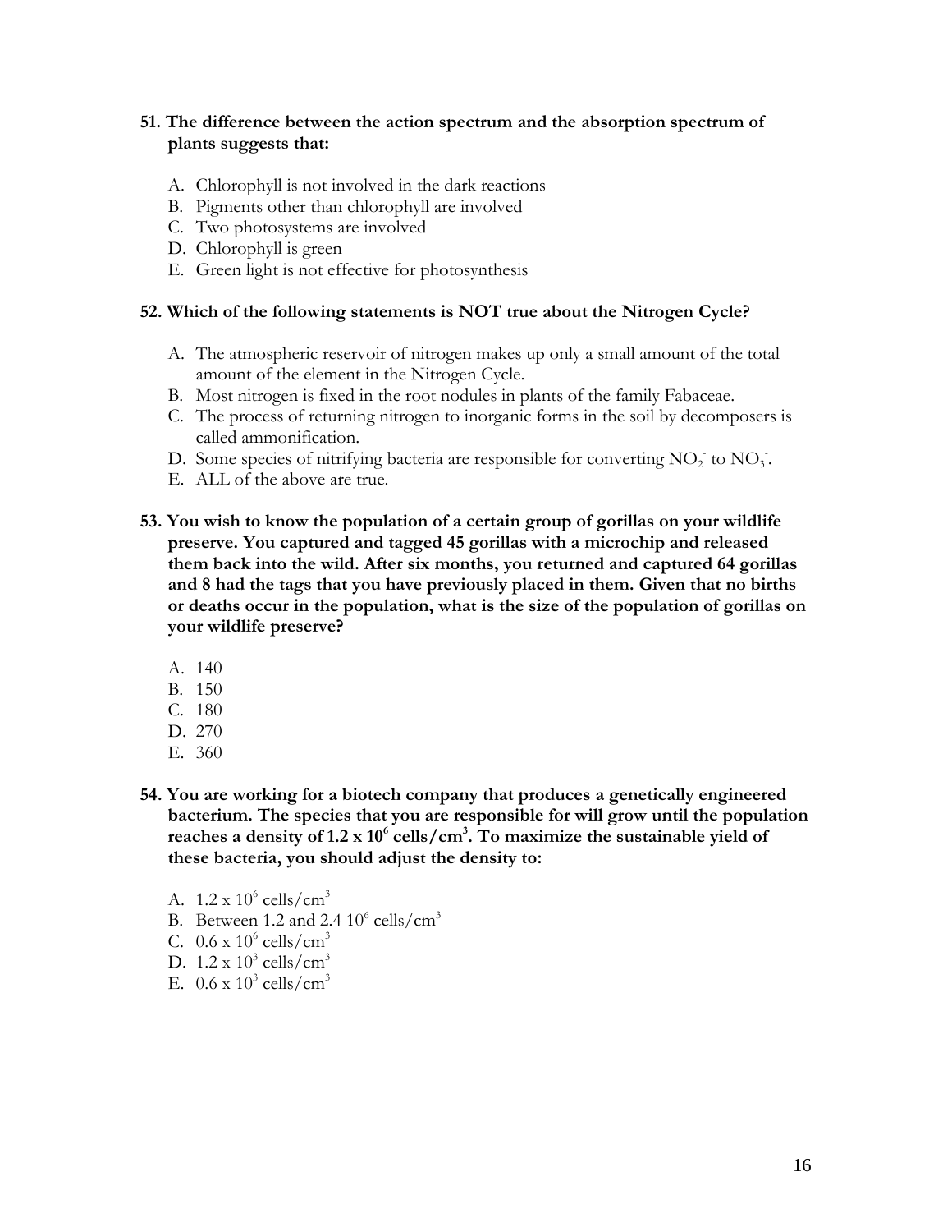**51. The difference between the action spectrum and the absorption spectrum of plants suggests that:**

A. Chlorophyll is not involved in the dark reactions
B. Pigments other than chlorophyll are involved
C. Two photosystems are involved
D. Chlorophyll is green
E. Green light is not effective for photosynthesis

**52. Which of the following statements is <u>NOT</u> true about the Nitrogen Cycle?**

A. The atmospheric reservoir of nitrogen makes up only a small amount of the total amount of the element in the Nitrogen Cycle.
B. Most nitrogen is fixed in the root nodules in plants of the family Fabaceae.
C. The process of returning nitrogen to inorganic forms in the soil by decomposers is called ammonification.
D. Some species of nitrifying bacteria are responsible for converting $NO_2^-$ to $NO_3^-$.
E. ALL of the above are true.

**53. You wish to know the population of a certain group of gorillas on your wildlife preserve. You captured and tagged 45 gorillas with a microchip and released them back into the wild. After six months, you returned and captured 64 gorillas and 8 had the tags that you have previously placed in them. Given that no births or deaths occur in the population, what is the size of the population of gorillas on your wildlife preserve?**

A. 140
B. 150
C. 180
D. 270
E. 360

**54. You are working for a biotech company that produces a genetically engineered bacterium. The species that you are responsible for will grow until the population reaches a density of $1.2 \times 10^6$ cells/cm$^3$. To maximize the sustainable yield of these bacteria, you should adjust the density to:**

A. $1.2 \times 10^6$ cells/cm$^3$
B. Between 1.2 and 2.4 $10^6$ cells/cm$^3$
C. $0.6 \times 10^6$ cells/cm$^3$
D. $1.2 \times 10^3$ cells/cm$^3$
E. $0.6 \times 10^3$ cells/cm$^3$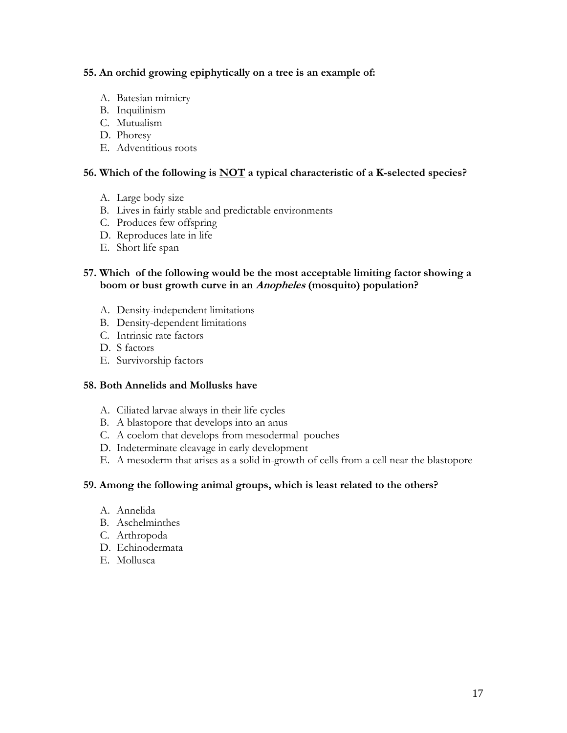**55. An orchid growing epiphytically on a tree is an example of:**

A. Batesian mimicry
B. Inquilinism
C. Mutualism
D. Phoresy
E. Adventitious roots

**56. Which of the following is <u>NOT</u> a typical characteristic of a K-selected species?**

A. Large body size
B. Lives in fairly stable and predictable environments
C. Produces few offspring
D. Reproduces late in life
E. Short life span

**57. Which of the following would be the most acceptable limiting factor showing a boom or bust growth curve in an *Anopheles* (mosquito) population?**

A. Density-independent limitations
B. Density-dependent limitations
C. Intrinsic rate factors
D. S factors
E. Survivorship factors

**58. Both Annelids and Mollusks have**

A. Ciliated larvae always in their life cycles
B. A blastopore that develops into an anus
C. A coelom that develops from mesodermal pouches
D. Indeterminate cleavage in early development
E. A mesoderm that arises as a solid in-growth of cells from a cell near the blastopore

**59. Among the following animal groups, which is least related to the others?**

A. Annelida
B. Aschelminthes
C. Arthropoda
D. Echinodermata
E. Mollusca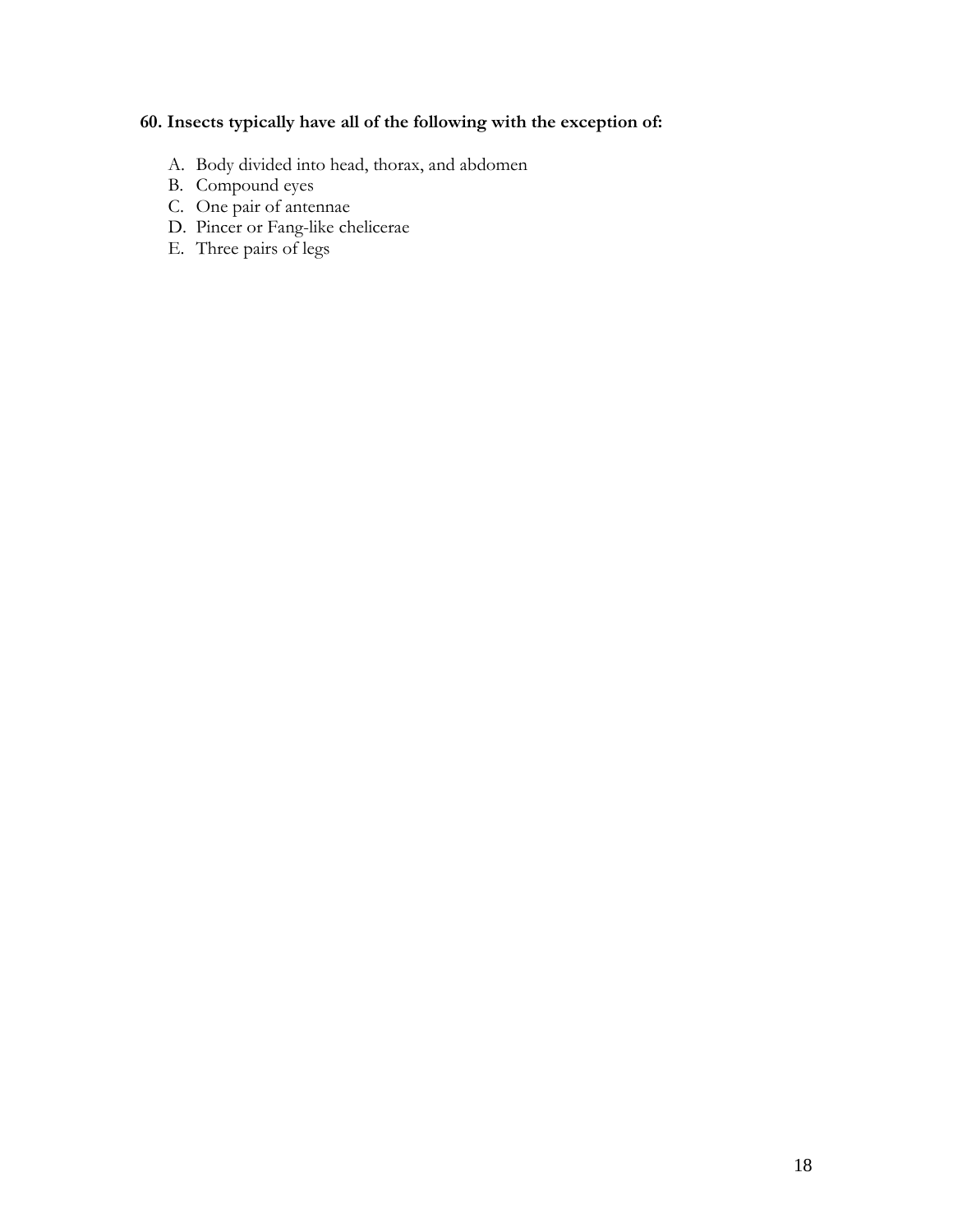**60. Insects typically have all of the following with the exception of:**

A. Body divided into head, thorax, and abdomen
B. Compound eyes
C. One pair of antennae
D. Pincer or Fang-like chelicerae
E. Three pairs of legs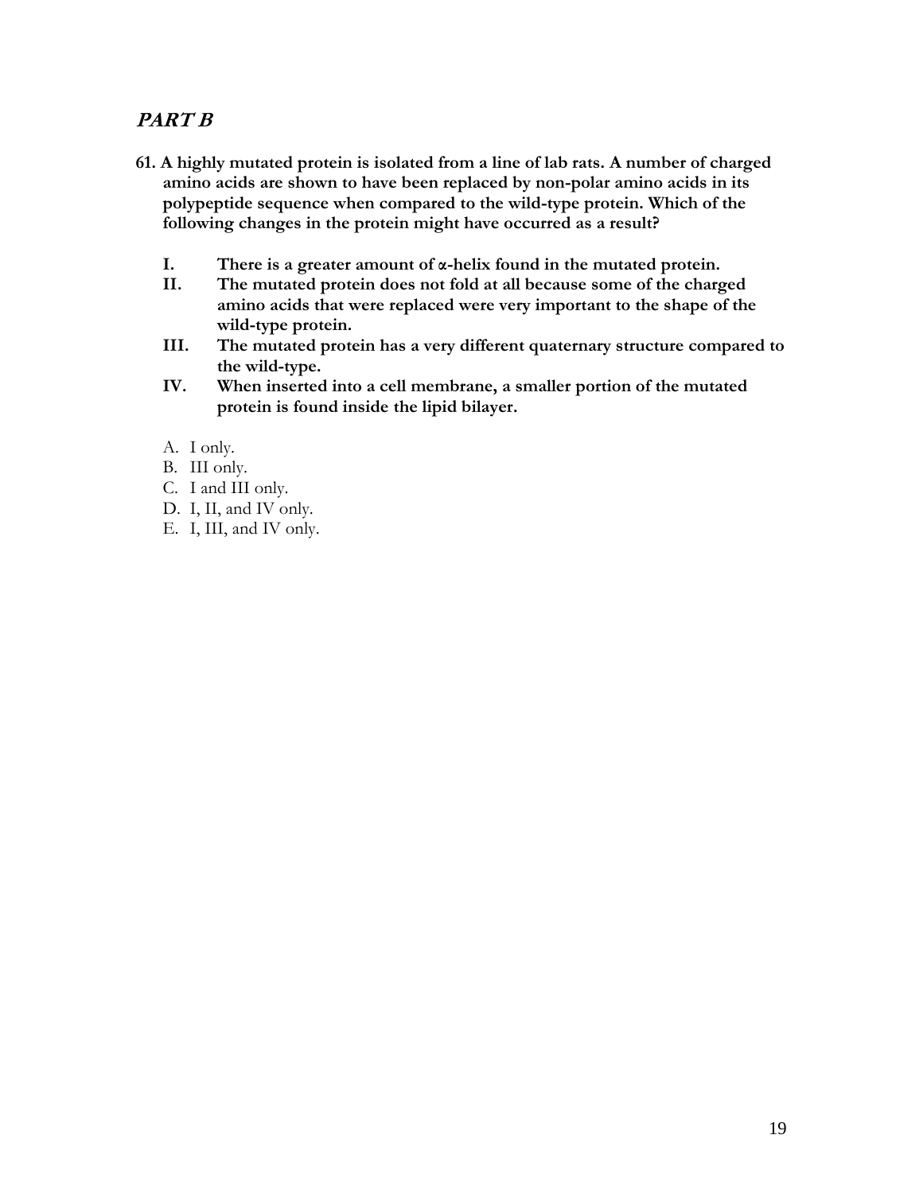## *PART B*

**61. A highly mutated protein is isolated from a line of lab rats. A number of charged amino acids are shown to have been replaced by non-polar amino acids in its polypeptide sequence when compared to the wild-type protein. Which of the following changes in the protein might have occurred as a result?**

**I. There is a greater amount of α-helix found in the mutated protein.**

**II. The mutated protein does not fold at all because some of the charged amino acids that were replaced were very important to the shape of the wild-type protein.**

**III. The mutated protein has a very different quaternary structure compared to the wild-type.**

**IV. When inserted into a cell membrane, a smaller portion of the mutated protein is found inside the lipid bilayer.**

A. I only.
B. III only.
C. I and III only.
D. I, II, and IV only.
E. I, III, and IV only.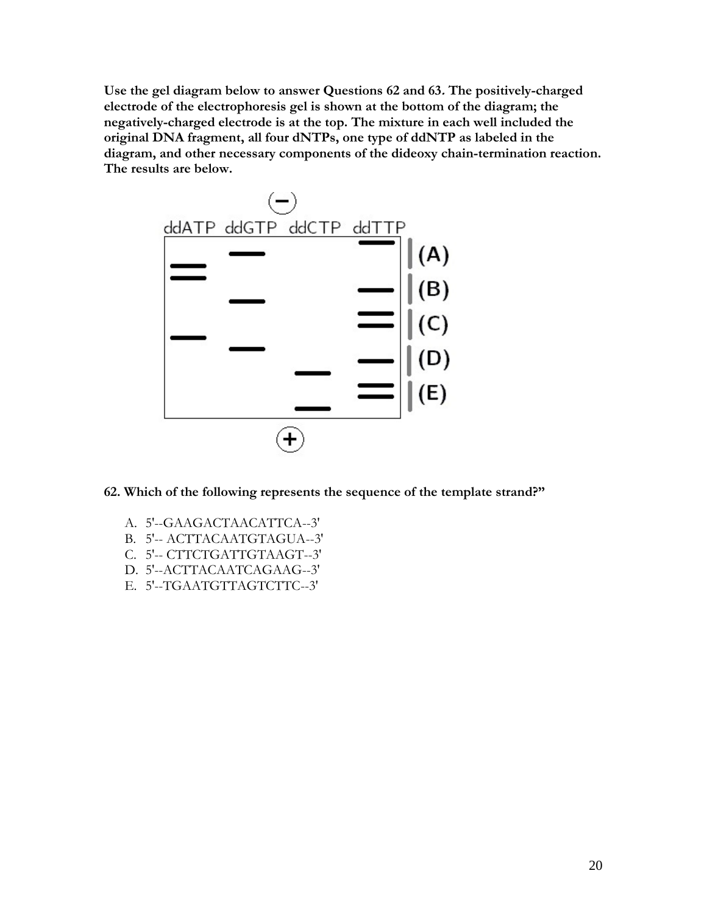**Use the gel diagram below to answer Questions 62 and 63. The positively-charged electrode of the electrophoresis gel is shown at the bottom of the diagram; the negatively-charged electrode is at the top. The mixture in each well included the original DNA fragment, all four dNTPs, one type of ddNTP as labeled in the diagram, and other necessary components of the dideoxy chain-termination reaction. The results are below.**

**62. Which of the following represents the sequence of the template strand?"**

A. 5'--GAAGACTAACATTCA--3'
B. 5'-- ACTTACAATGTAGUA--3'
C. 5'-- CTTCTGATTGTAAGT--3'
D. 5'--ACTTACAATCAGAAG--3'
E. 5'--TGAATGTTAGTCTTC--3'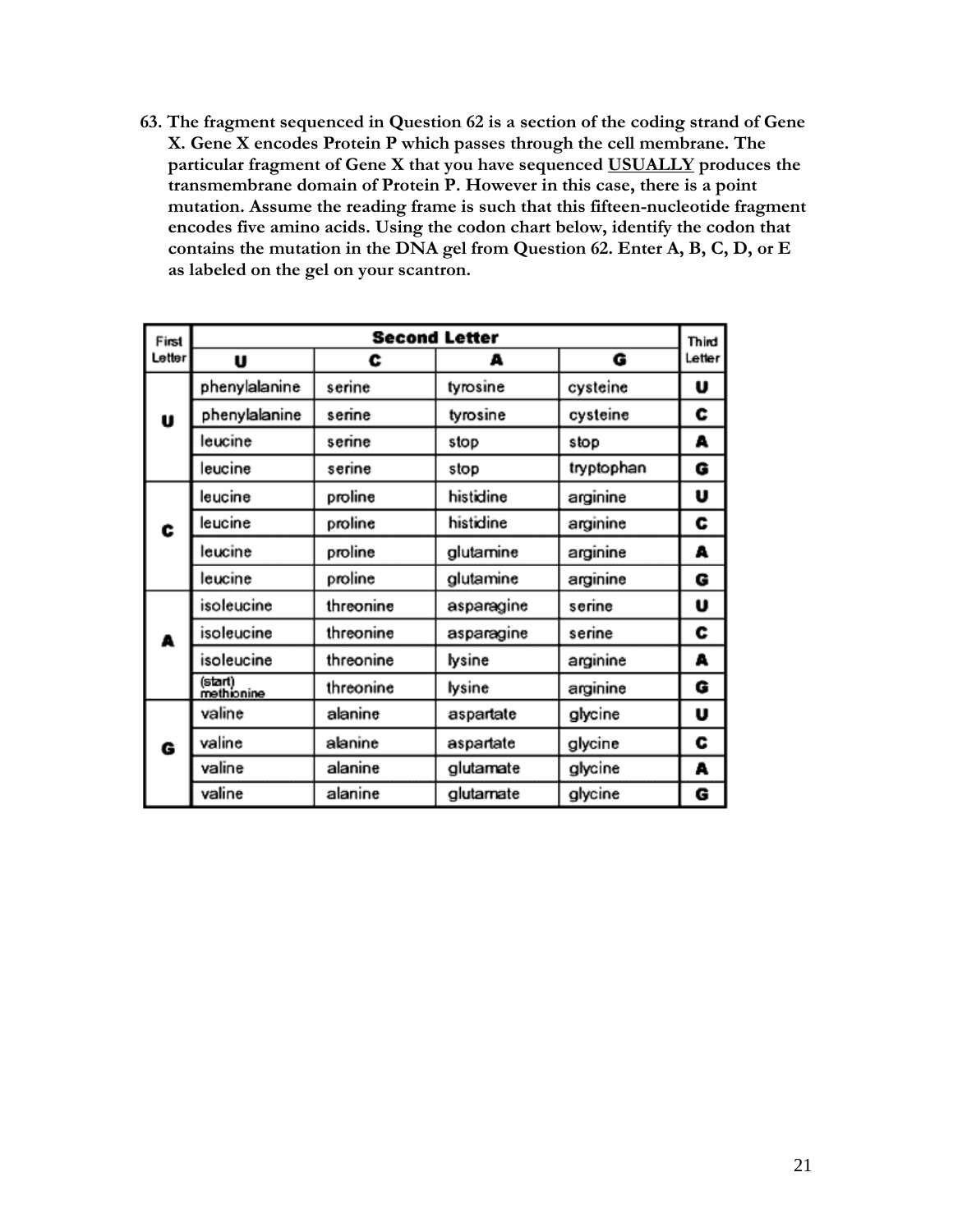**63. The fragment sequenced in Question 62 is a section of the coding strand of Gene X. Gene X encodes Protein P which passes through the cell membrane. The particular fragment of Gene X that you have sequenced <u>USUALLY</u> produces the transmembrane domain of Protein P. However in this case, there is a point mutation. Assume the reading frame is such that this fifteen-nucleotide fragment encodes five amino acids. Using the codon chart below, identify the codon that contains the mutation in the DNA gel from Question 62. Enter A, B, C, D, or E as labeled on the gel on your scantron.**

| First Letter | Second Letter: U | Second Letter: C | Second Letter: A | Second Letter: G | Third Letter |
|---|---|---|---|---|---|
| U | phenylalanine | serine | tyrosine | cysteine | U |
| U | phenylalanine | serine | tyrosine | cysteine | C |
| U | leucine | serine | stop | stop | A |
| U | leucine | serine | stop | tryptophan | G |
| C | leucine | proline | histidine | arginine | U |
| C | leucine | proline | histidine | arginine | C |
| C | leucine | proline | glutamine | arginine | A |
| C | leucine | proline | glutamine | arginine | G |
| A | isoleucine | threonine | asparagine | serine | U |
| A | isoleucine | threonine | asparagine | serine | C |
| A | isoleucine | threonine | lysine | arginine | A |
| A | (start) methionine | threonine | lysine | arginine | G |
| G | valine | alanine | aspartate | glycine | U |
| G | valine | alanine | aspartate | glycine | C |
| G | valine | alanine | glutamate | glycine | A |
| G | valine | alanine | glutamate | glycine | G |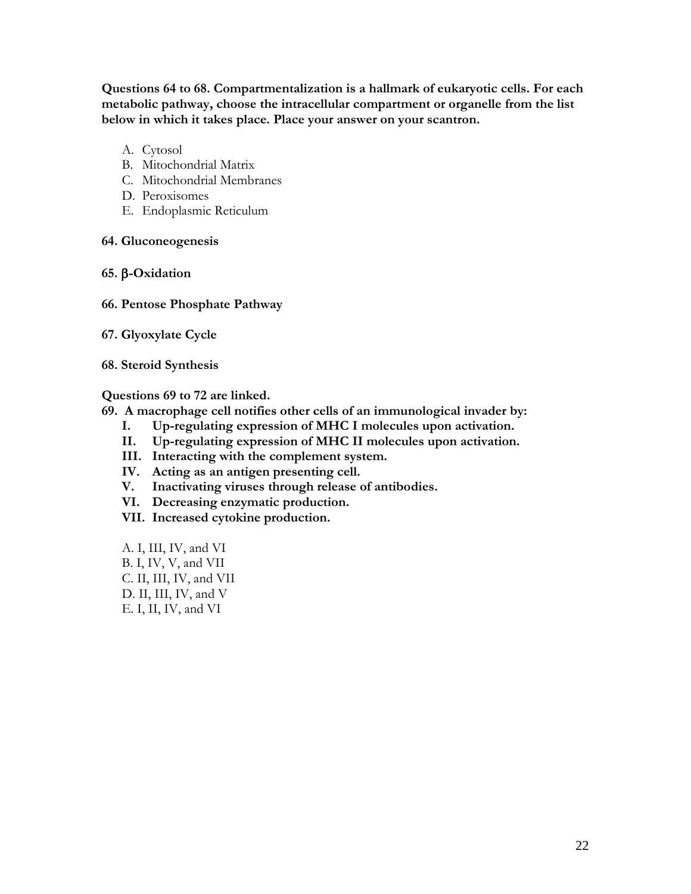**Questions 64 to 68. Compartmentalization is a hallmark of eukaryotic cells. For each metabolic pathway, choose the intracellular compartment or organelle from the list below in which it takes place. Place your answer on your scantron.**

A. Cytosol
B. Mitochondrial Matrix
C. Mitochondrial Membranes
D. Peroxisomes
E. Endoplasmic Reticulum

**64. Gluconeogenesis**

**65. β-Oxidation**

**66. Pentose Phosphate Pathway**

**67. Glyoxylate Cycle**

**68. Steroid Synthesis**

**Questions 69 to 72 are linked.**

**69. A macrophage cell notifies other cells of an immunological invader by:**

**I. Up-regulating expression of MHC I molecules upon activation.**
**II. Up-regulating expression of MHC II molecules upon activation.**
**III. Interacting with the complement system.**
**IV. Acting as an antigen presenting cell.**
**V. Inactivating viruses through release of antibodies.**
**VI. Decreasing enzymatic production.**
**VII. Increased cytokine production.**

A. I, III, IV, and VI
B. I, IV, V, and VII
C. II, III, IV, and VII
D. II, III, IV, and V
E. I, II, IV, and VI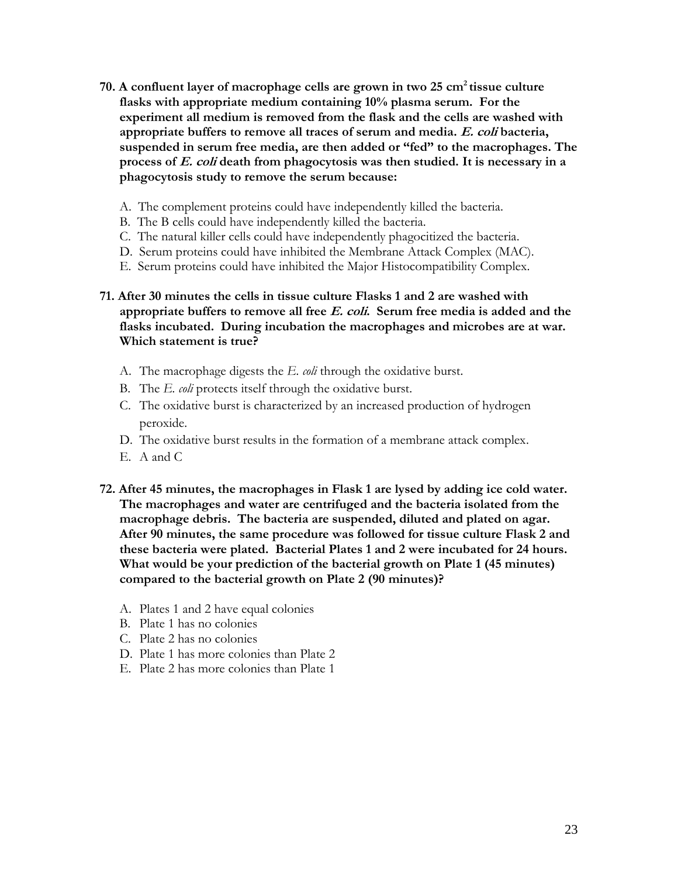**70. A confluent layer of macrophage cells are grown in two 25 $cm^2$ tissue culture flasks with appropriate medium containing 10% plasma serum. For the experiment all medium is removed from the flask and the cells are washed with appropriate buffers to remove all traces of serum and media. *E. coli* bacteria, suspended in serum free media, are then added or "fed" to the macrophages. The process of *E. coli* death from phagocytosis was then studied. It is necessary in a phagocytosis study to remove the serum because:**

A. The complement proteins could have independently killed the bacteria.
B. The B cells could have independently killed the bacteria.
C. The natural killer cells could have independently phagocitized the bacteria.
D. Serum proteins could have inhibited the Membrane Attack Complex (MAC).
E. Serum proteins could have inhibited the Major Histocompatibility Complex.

**71. After 30 minutes the cells in tissue culture Flasks 1 and 2 are washed with appropriate buffers to remove all free *E. coli*. Serum free media is added and the flasks incubated. During incubation the macrophages and microbes are at war. Which statement is true?**

A. The macrophage digests the *E. coli* through the oxidative burst.
B. The *E. coli* protects itself through the oxidative burst.
C. The oxidative burst is characterized by an increased production of hydrogen peroxide.
D. The oxidative burst results in the formation of a membrane attack complex.
E. A and C

**72. After 45 minutes, the macrophages in Flask 1 are lysed by adding ice cold water. The macrophages and water are centrifuged and the bacteria isolated from the macrophage debris. The bacteria are suspended, diluted and plated on agar. After 90 minutes, the same procedure was followed for tissue culture Flask 2 and these bacteria were plated. Bacterial Plates 1 and 2 were incubated for 24 hours. What would be your prediction of the bacterial growth on Plate 1 (45 minutes) compared to the bacterial growth on Plate 2 (90 minutes)?**

A. Plates 1 and 2 have equal colonies
B. Plate 1 has no colonies
C. Plate 2 has no colonies
D. Plate 1 has more colonies than Plate 2
E. Plate 2 has more colonies than Plate 1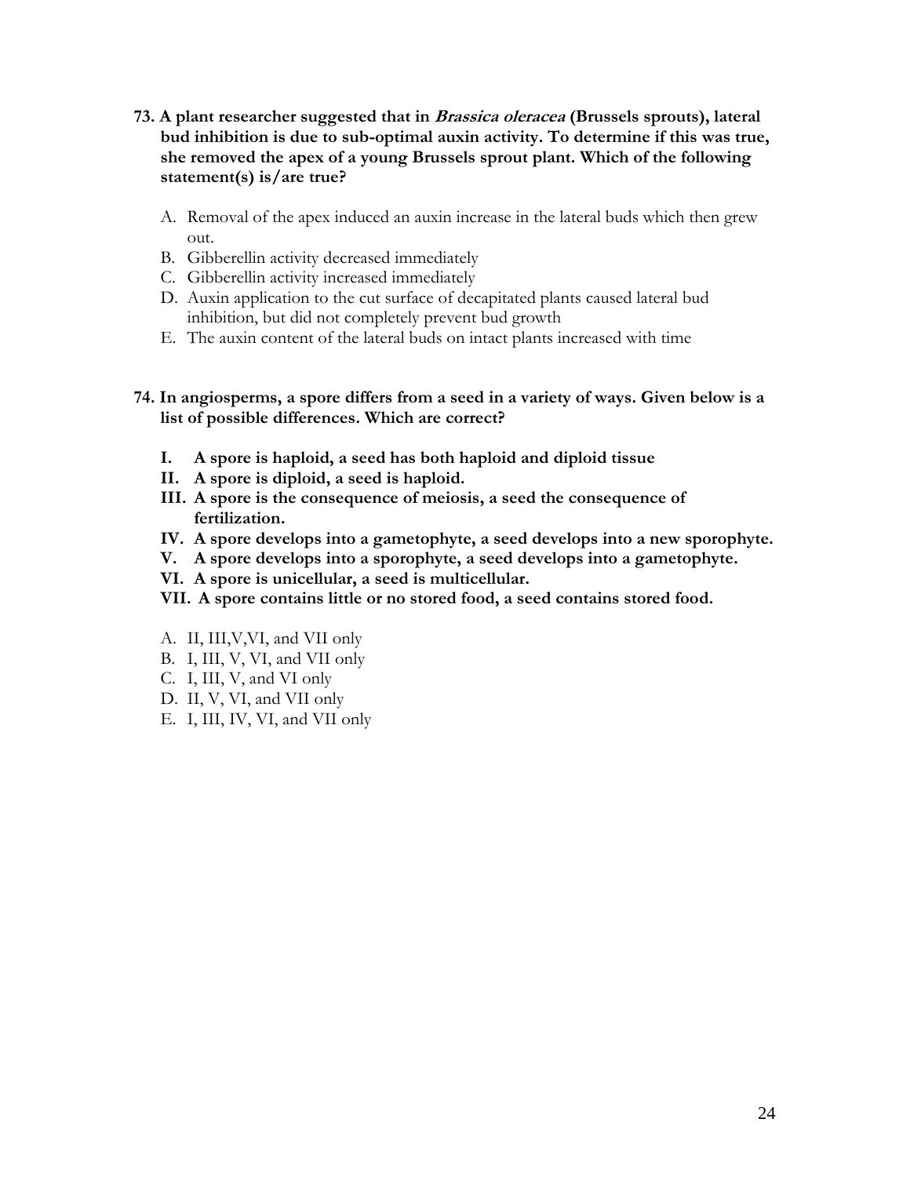**73. A plant researcher suggested that in *Brassica oleracea* (Brussels sprouts), lateral bud inhibition is due to sub-optimal auxin activity. To determine if this was true, she removed the apex of a young Brussels sprout plant. Which of the following statement(s) is/are true?**

A. Removal of the apex induced an auxin increase in the lateral buds which then grew out.
B. Gibberellin activity decreased immediately
C. Gibberellin activity increased immediately
D. Auxin application to the cut surface of decapitated plants caused lateral bud inhibition, but did not completely prevent bud growth
E. The auxin content of the lateral buds on intact plants increased with time

**74. In angiosperms, a spore differs from a seed in a variety of ways. Given below is a list of possible differences. Which are correct?**

**I. A spore is haploid, a seed has both haploid and diploid tissue**
**II. A spore is diploid, a seed is haploid.**
**III. A spore is the consequence of meiosis, a seed the consequence of fertilization.**
**IV. A spore develops into a gametophyte, a seed develops into a new sporophyte.**
**V. A spore develops into a sporophyte, a seed develops into a gametophyte.**
**VI. A spore is unicellular, a seed is multicellular.**
**VII. A spore contains little or no stored food, a seed contains stored food.**

A. II, III,V,VI, and VII only
B. I, III, V, VI, and VII only
C. I, III, V, and VI only
D. II, V, VI, and VII only
E. I, III, IV, VI, and VII only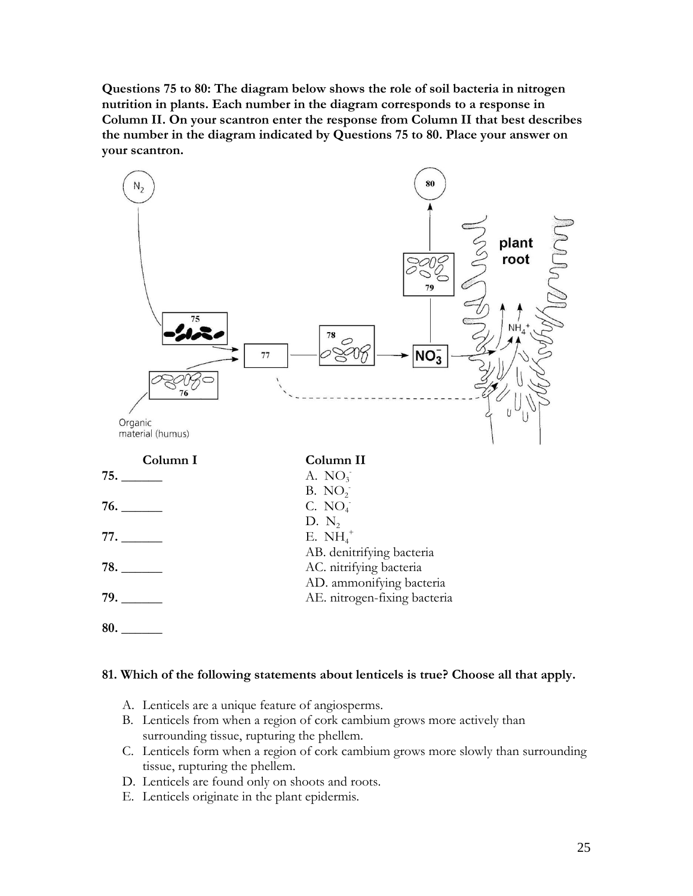**Questions 75 to 80: The diagram below shows the role of soil bacteria in nitrogen nutrition in plants. Each number in the diagram corresponds to a response in Column II. On your scantron enter the response from Column II that best describes the number in the diagram indicated by Questions 75 to 80. Place your answer on your scantron.**

| Column I | Column II |
| --- | --- |
| **75.** ______ | A. $NO_3^-$ |
| | B. $NO_2^-$ |
| **76.** ______ | C. $NO_4^-$ |
| | D. $N_2$ |
| **77.** ______ | E. $NH_4^+$ |
| | AB. denitrifying bacteria |
| **78.** ______ | AC. nitrifying bacteria |
| | AD. ammonifying bacteria |
| **79.** ______ | AE. nitrogen-fixing bacteria |
| **80.** ______ | |

**81. Which of the following statements about lenticels is true? Choose all that apply.**

A. Lenticels are a unique feature of angiosperms.
B. Lenticels from when a region of cork cambium grows more actively than surrounding tissue, rupturing the phellem.
C. Lenticels form when a region of cork cambium grows more slowly than surrounding tissue, rupturing the phellem.
D. Lenticels are found only on shoots and roots.
E. Lenticels originate in the plant epidermis.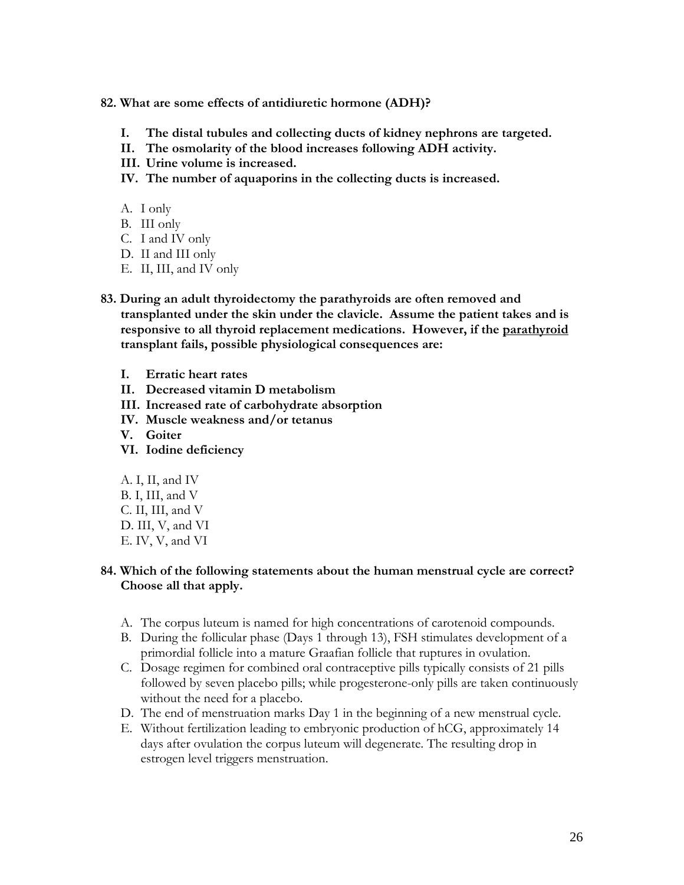**82. What are some effects of antidiuretic hormone (ADH)?**

- **I. The distal tubules and collecting ducts of kidney nephrons are targeted.**
- **II. The osmolarity of the blood increases following ADH activity.**
- **III. Urine volume is increased.**
- **IV. The number of aquaporins in the collecting ducts is increased.**

A. I only
B. III only
C. I and IV only
D. II and III only
E. II, III, and IV only

**83. During an adult thyroidectomy the parathyroids are often removed and transplanted under the skin under the clavicle. Assume the patient takes and is responsive to all thyroid replacement medications. However, if the <u>parathyroid</u> transplant fails, possible physiological consequences are:**

- **I. Erratic heart rates**
- **II. Decreased vitamin D metabolism**
- **III. Increased rate of carbohydrate absorption**
- **IV. Muscle weakness and/or tetanus**
- **V. Goiter**
- **VI. Iodine deficiency**

A. I, II, and IV
B. I, III, and V
C. II, III, and V
D. III, V, and VI
E. IV, V, and VI

**84. Which of the following statements about the human menstrual cycle are correct? Choose all that apply.**

A. The corpus luteum is named for high concentrations of carotenoid compounds.
B. During the follicular phase (Days 1 through 13), FSH stimulates development of a primordial follicle into a mature Graafian follicle that ruptures in ovulation.
C. Dosage regimen for combined oral contraceptive pills typically consists of 21 pills followed by seven placebo pills; while progesterone-only pills are taken continuously without the need for a placebo.
D. The end of menstruation marks Day 1 in the beginning of a new menstrual cycle.
E. Without fertilization leading to embryonic production of hCG, approximately 14 days after ovulation the corpus luteum will degenerate. The resulting drop in estrogen level triggers menstruation.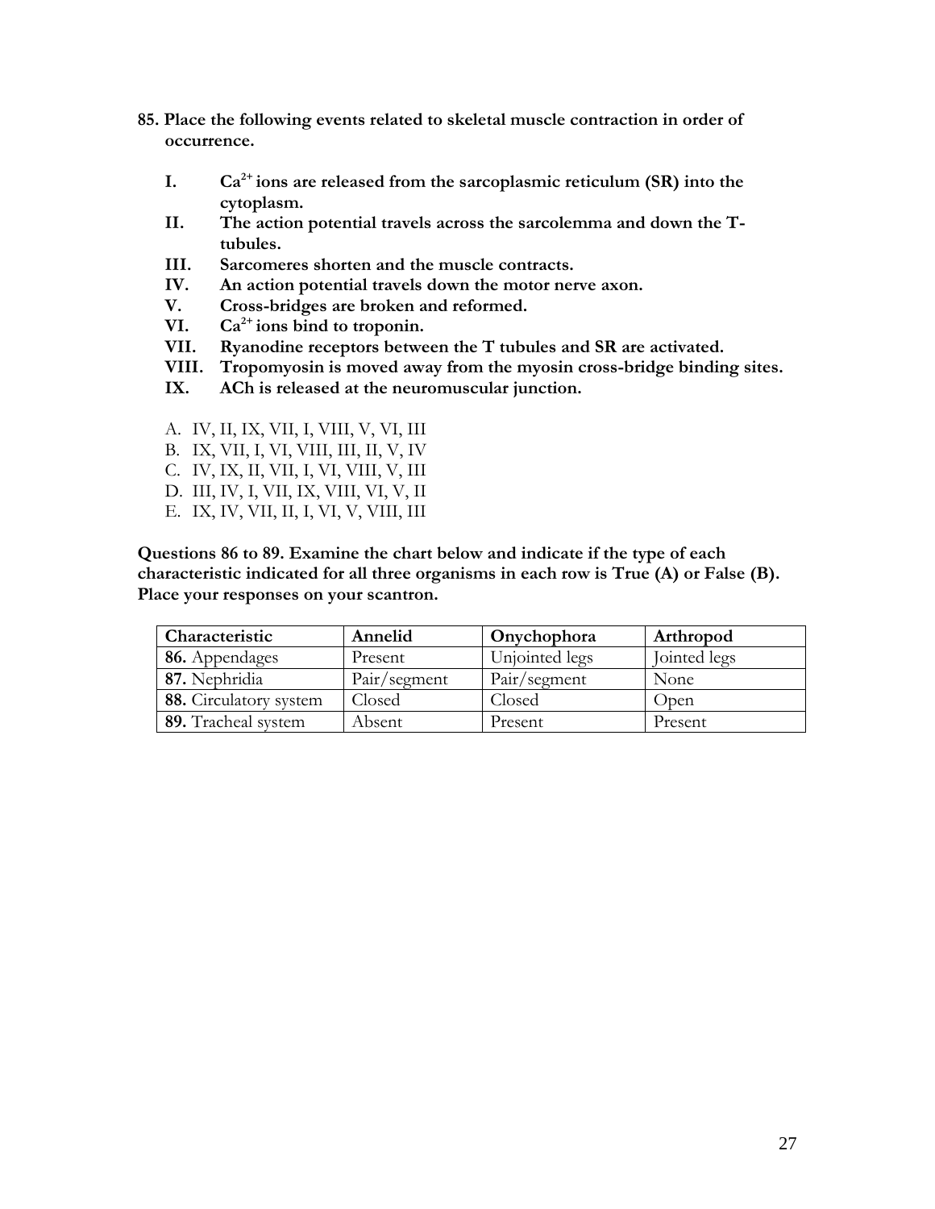**85. Place the following events related to skeletal muscle contraction in order of occurrence.**

- **I.** **$Ca^{2+}$ ions are released from the sarcoplasmic reticulum (SR) into the cytoplasm.**
- **II.** **The action potential travels across the sarcolemma and down the T-tubules.**
- **III.** **Sarcomeres shorten and the muscle contracts.**
- **IV.** **An action potential travels down the motor nerve axon.**
- **V.** **Cross-bridges are broken and reformed.**
- **VI.** **$Ca^{2+}$ ions bind to troponin.**
- **VII.** **Ryanodine receptors between the T tubules and SR are activated.**
- **VIII.** **Tropomyosin is moved away from the myosin cross-bridge binding sites.**
- **IX.** **ACh is released at the neuromuscular junction.**

A. IV, II, IX, VII, I, VIII, V, VI, III
B. IX, VII, I, VI, VIII, III, II, V, IV
C. IV, IX, II, VII, I, VI, VIII, V, III
D. III, IV, I, VII, IX, VIII, VI, V, II
E. IX, IV, VII, II, I, VI, V, VIII, III

**Questions 86 to 89. Examine the chart below and indicate if the type of each characteristic indicated for all three organisms in each row is True (A) or False (B). Place your responses on your scantron.**

| Characteristic | Annelid | Onychophora | Arthropod |
|---|---|---|---|
| **86.** Appendages | Present | Unjointed legs | Jointed legs |
| **87.** Nephridia | Pair/segment | Pair/segment | None |
| **88.** Circulatory system | Closed | Closed | Open |
| **89.** Tracheal system | Absent | Present | Present |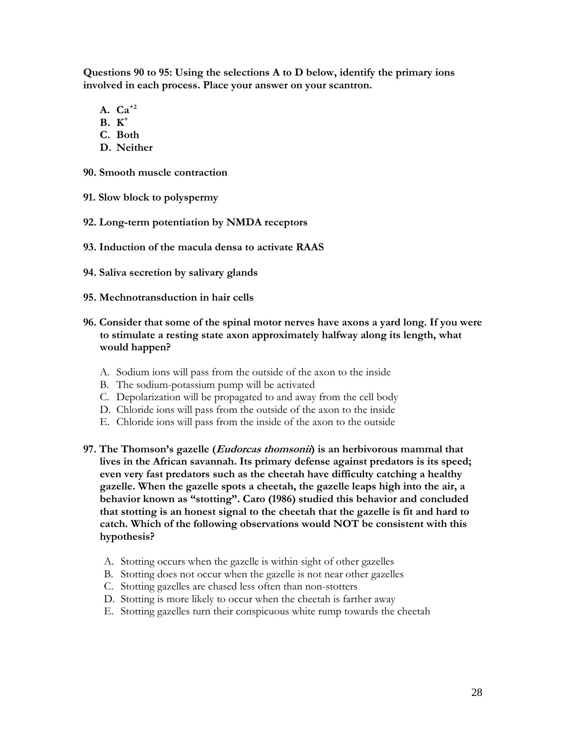**Questions 90 to 95: Using the selections A to D below, identify the primary ions involved in each process. Place your answer on your scantron.**

- **A.** $Ca^{+2}$
- **B.** $K^{+}$
- **C. Both**
- **D. Neither**

**90. Smooth muscle contraction**

**91. Slow block to polyspermy**

**92. Long-term potentiation by NMDA receptors**

**93. Induction of the macula densa to activate RAAS**

**94. Saliva secretion by salivary glands**

**95. Mechnotransduction in hair cells**

**96. Consider that some of the spinal motor nerves have axons a yard long. If you were to stimulate a resting state axon approximately halfway along its length, what would happen?**

A. Sodium ions will pass from the outside of the axon to the inside
B. The sodium-potassium pump will be activated
C. Depolarization will be propagated to and away from the cell body
D. Chloride ions will pass from the outside of the axon to the inside
E. Chloride ions will pass from the inside of the axon to the outside

**97. The Thomson's gazelle (*Eudorcas thomsonii*) is an herbivorous mammal that lives in the African savannah. Its primary defense against predators is its speed; even very fast predators such as the cheetah have difficulty catching a healthy gazelle. When the gazelle spots a cheetah, the gazelle leaps high into the air, a behavior known as "stotting". Caro (1986) studied this behavior and concluded that stotting is an honest signal to the cheetah that the gazelle is fit and hard to catch. Which of the following observations would NOT be consistent with this hypothesis?**

A. Stotting occurs when the gazelle is within sight of other gazelles
B. Stotting does not occur when the gazelle is not near other gazelles
C. Stotting gazelles are chased less often than non-stotters
D. Stotting is more likely to occur when the cheetah is farther away
E. Stotting gazelles turn their conspicuous white rump towards the cheetah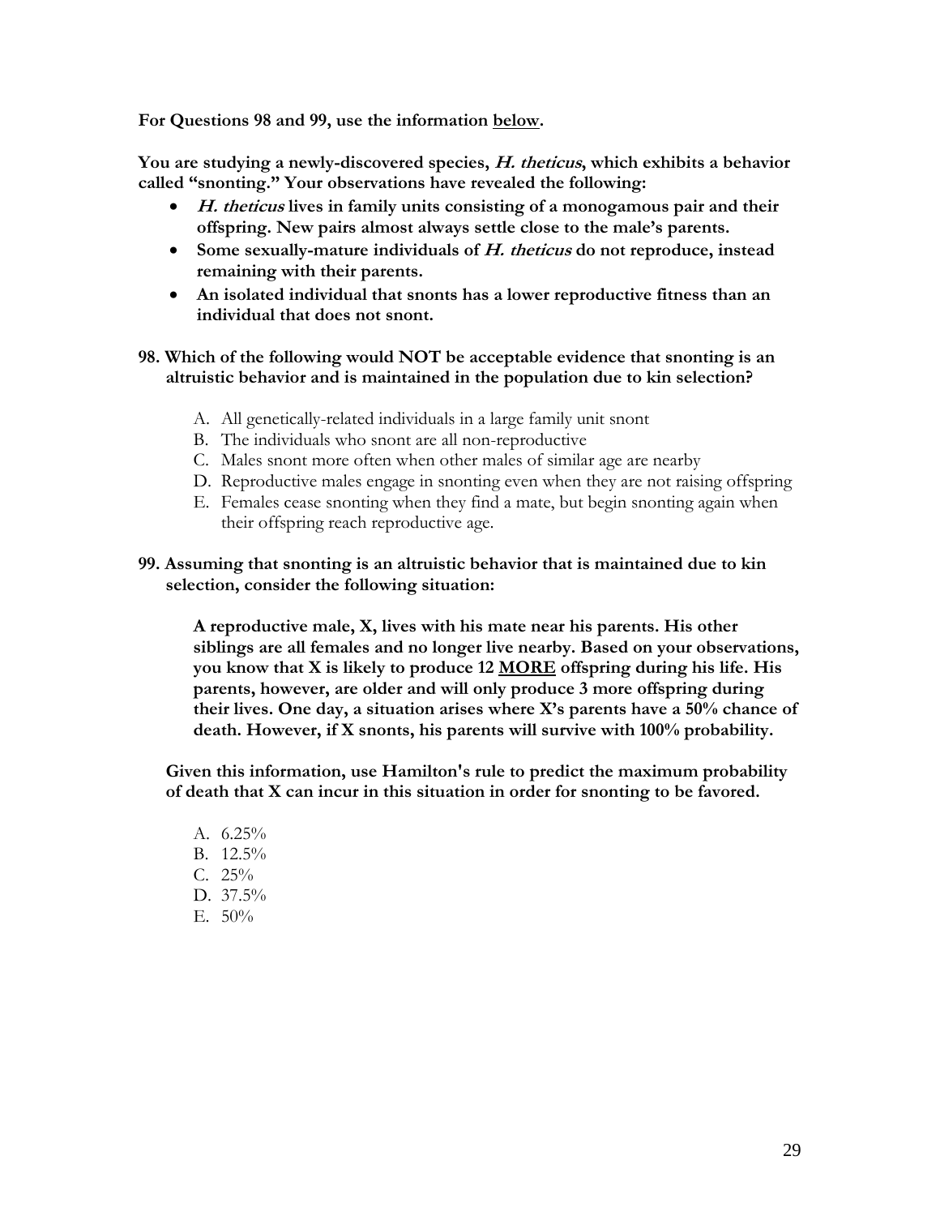**For Questions 98 and 99, use the information <u>below</u>.**

**You are studying a newly-discovered species, *H. theticus*, which exhibits a behavior called "snonting." Your observations have revealed the following:**

- ***H. theticus* lives in family units consisting of a monogamous pair and their offspring. New pairs almost always settle close to the male's parents.**
- **Some sexually-mature individuals of *H. theticus* do not reproduce, instead remaining with their parents.**
- **An isolated individual that snonts has a lower reproductive fitness than an individual that does not snont.**

**98. Which of the following would NOT be acceptable evidence that snonting is an altruistic behavior and is maintained in the population due to kin selection?**

A. All genetically-related individuals in a large family unit snont
B. The individuals who snont are all non-reproductive
C. Males snont more often when other males of similar age are nearby
D. Reproductive males engage in snonting even when they are not raising offspring
E. Females cease snonting when they find a mate, but begin snonting again when their offspring reach reproductive age.

**99. Assuming that snonting is an altruistic behavior that is maintained due to kin selection, consider the following situation:**

**A reproductive male, X, lives with his mate near his parents. His other siblings are all females and no longer live nearby. Based on your observations, you know that X is likely to produce 12 <u>MORE</u> offspring during his life. His parents, however, are older and will only produce 3 more offspring during their lives. One day, a situation arises where X's parents have a 50% chance of death. However, if X snonts, his parents will survive with 100% probability.**

**Given this information, use Hamilton's rule to predict the maximum probability of death that X can incur in this situation in order for snonting to be favored.**

A. 6.25%
B. 12.5%
C. 25%
D. 37.5%
E. 50%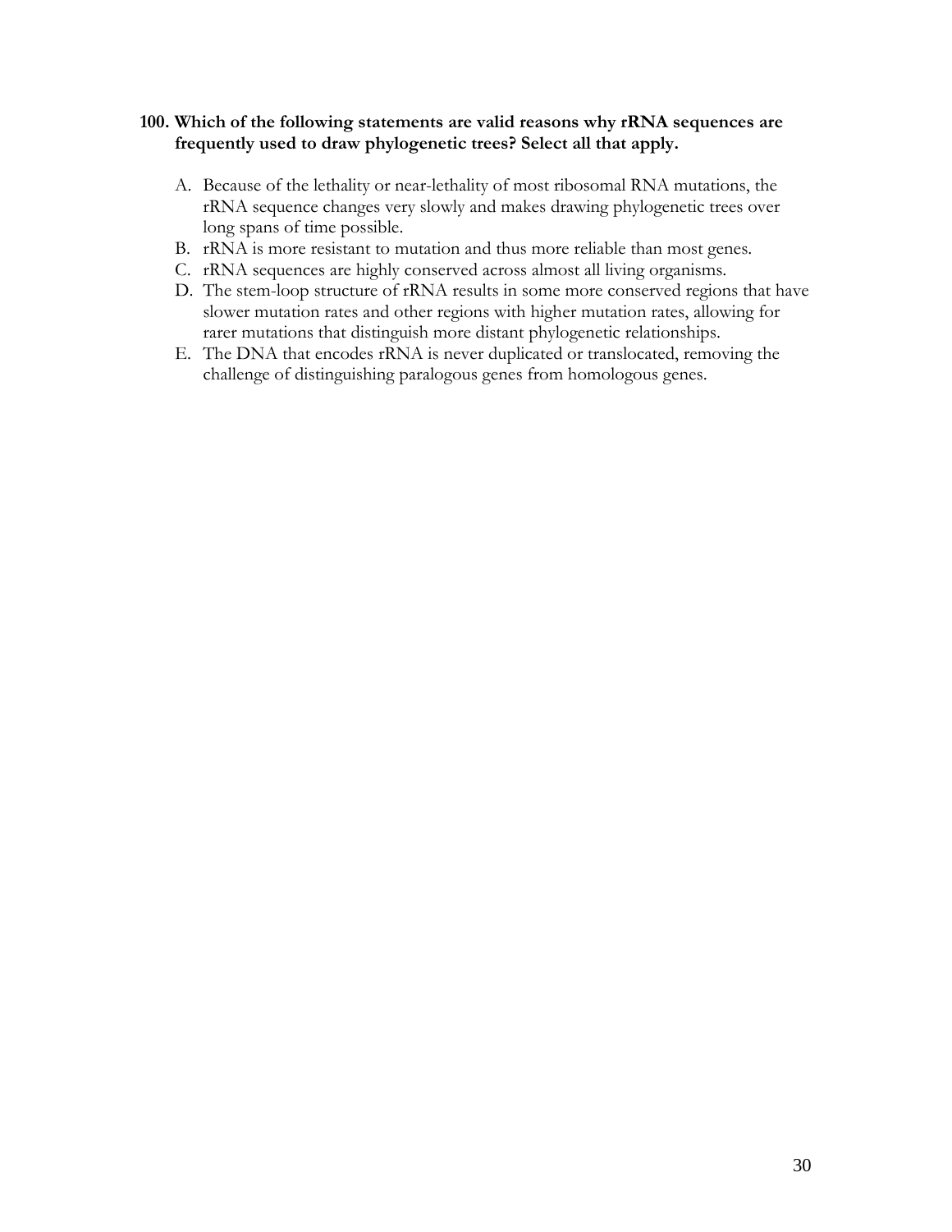**100. Which of the following statements are valid reasons why rRNA sequences are frequently used to draw phylogenetic trees? Select all that apply.**

A. Because of the lethality or near-lethality of most ribosomal RNA mutations, the rRNA sequence changes very slowly and makes drawing phylogenetic trees over long spans of time possible.

B. rRNA is more resistant to mutation and thus more reliable than most genes.

C. rRNA sequences are highly conserved across almost all living organisms.

D. The stem-loop structure of rRNA results in some more conserved regions that have slower mutation rates and other regions with higher mutation rates, allowing for rarer mutations that distinguish more distant phylogenetic relationships.

E. The DNA that encodes rRNA is never duplicated or translocated, removing the challenge of distinguishing paralogous genes from homologous genes.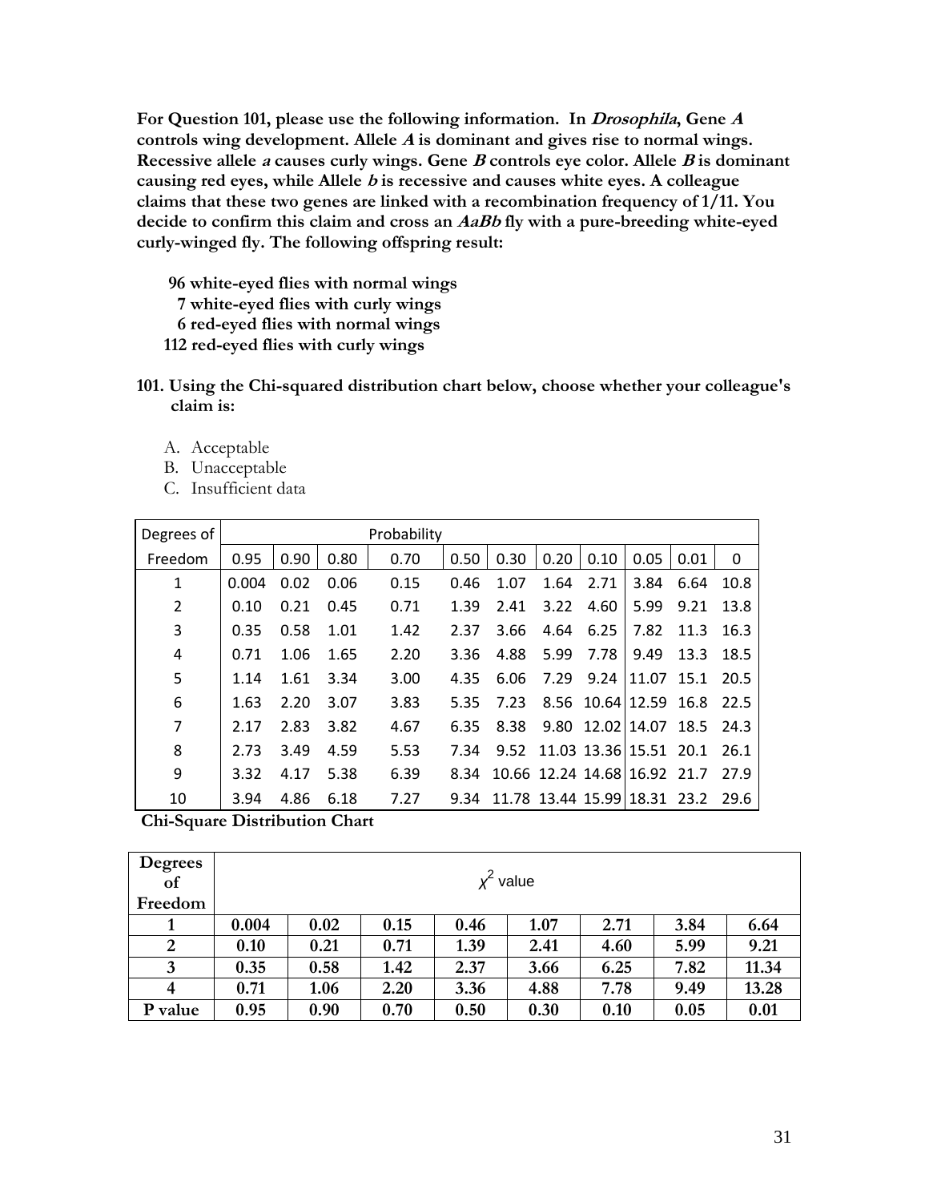**For Question 101, please use the following information. In *Drosophila*, Gene *A* controls wing development. Allele *A* is dominant and gives rise to normal wings. Recessive allele *a* causes curly wings. Gene *B* controls eye color. Allele *B* is dominant causing red eyes, while Allele *b* is recessive and causes white eyes. A colleague claims that these two genes are linked with a recombination frequency of 1/11. You decide to confirm this claim and cross an *AaBb* fly with a pure-breeding white-eyed curly-winged fly. The following offspring result:**

**96 white-eyed flies with normal wings**
**7 white-eyed flies with curly wings**
**6 red-eyed flies with normal wings**
**112 red-eyed flies with curly wings**

**101. Using the Chi-squared distribution chart below, choose whether your colleague's claim is:**

A. Acceptable
B. Unacceptable
C. Insufficient data

| Degrees of | Probability | | | | | | | | | | |
|---|---|---|---|---|---|---|---|---|---|---|---|
| Freedom | 0.95 | 0.90 | 0.80 | 0.70 | 0.50 | 0.30 | 0.20 | 0.10 | 0.05 | 0.01 | 0 |
| 1 | 0.004 | 0.02 | 0.06 | 0.15 | 0.46 | 1.07 | 1.64 | 2.71 | 3.84 | 6.64 | 10.8 |
| 2 | 0.10 | 0.21 | 0.45 | 0.71 | 1.39 | 2.41 | 3.22 | 4.60 | 5.99 | 9.21 | 13.8 |
| 3 | 0.35 | 0.58 | 1.01 | 1.42 | 2.37 | 3.66 | 4.64 | 6.25 | 7.82 | 11.3 | 16.3 |
| 4 | 0.71 | 1.06 | 1.65 | 2.20 | 3.36 | 4.88 | 5.99 | 7.78 | 9.49 | 13.3 | 18.5 |
| 5 | 1.14 | 1.61 | 3.34 | 3.00 | 4.35 | 6.06 | 7.29 | 9.24 | 11.07 | 15.1 | 20.5 |
| 6 | 1.63 | 2.20 | 3.07 | 3.83 | 5.35 | 7.23 | 8.56 | 10.64 | 12.59 | 16.8 | 22.5 |
| 7 | 2.17 | 2.83 | 3.82 | 4.67 | 6.35 | 8.38 | 9.80 | 12.02 | 14.07 | 18.5 | 24.3 |
| 8 | 2.73 | 3.49 | 4.59 | 5.53 | 7.34 | 9.52 | 11.03 | 13.36 | 15.51 | 20.1 | 26.1 |
| 9 | 3.32 | 4.17 | 5.38 | 6.39 | 8.34 | 10.66 | 12.24 | 14.68 | 16.92 | 21.7 | 27.9 |
| 10 | 3.94 | 4.86 | 6.18 | 7.27 | 9.34 | 11.78 | 13.44 | 15.99 | 18.31 | 23.2 | 29.6 |

**Chi-Square Distribution Chart**

| **Degrees of Freedom** | $\chi^2$ value | | | | | | | |
|---|---|---|---|---|---|---|---|---|
| **1** | **0.004** | **0.02** | **0.15** | **0.46** | **1.07** | **2.71** | **3.84** | **6.64** |
| **2** | **0.10** | **0.21** | **0.71** | **1.39** | **2.41** | **4.60** | **5.99** | **9.21** |
| **3** | **0.35** | **0.58** | **1.42** | **2.37** | **3.66** | **6.25** | **7.82** | **11.34** |
| **4** | **0.71** | **1.06** | **2.20** | **3.36** | **4.88** | **7.78** | **9.49** | **13.28** |
| **P value** | **0.95** | **0.90** | **0.70** | **0.50** | **0.30** | **0.10** | **0.05** | **0.01** |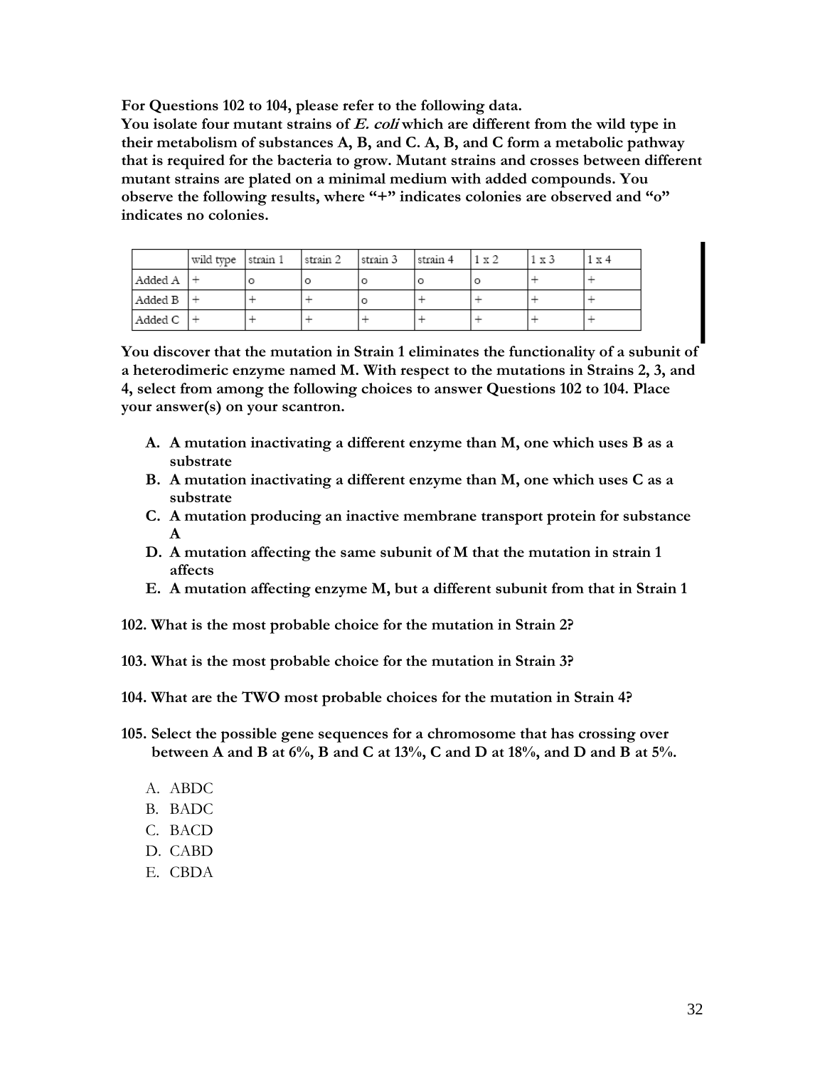**For Questions 102 to 104, please refer to the following data.**
**You isolate four mutant strains of *E. coli* which are different from the wild type in their metabolism of substances A, B, and C. A, B, and C form a metabolic pathway that is required for the bacteria to grow. Mutant strains and crosses between different mutant strains are plated on a minimal medium with added compounds. You observe the following results, where "+" indicates colonies are observed and "o" indicates no colonies.**

| | wild type | strain 1 | strain 2 | strain 3 | strain 4 | 1 x 2 | 1 x 3 | 1 x 4 |
|---|---|---|---|---|---|---|---|---|
| Added A | + | o | o | o | o | o | + | + |
| Added B | + | + | + | o | + | + | + | + |
| Added C | + | + | + | + | + | + | + | + |

**You discover that the mutation in Strain 1 eliminates the functionality of a subunit of a heterodimeric enzyme named M. With respect to the mutations in Strains 2, 3, and 4, select from among the following choices to answer Questions 102 to 104. Place your answer(s) on your scantron.**

- **A. A mutation inactivating a different enzyme than M, one which uses B as a substrate**
- **B. A mutation inactivating a different enzyme than M, one which uses C as a substrate**
- **C. A mutation producing an inactive membrane transport protein for substance A**
- **D. A mutation affecting the same subunit of M that the mutation in strain 1 affects**
- **E. A mutation affecting enzyme M, but a different subunit from that in Strain 1**

**102. What is the most probable choice for the mutation in Strain 2?**

**103. What is the most probable choice for the mutation in Strain 3?**

**104. What are the TWO most probable choices for the mutation in Strain 4?**

**105. Select the possible gene sequences for a chromosome that has crossing over between A and B at 6%, B and C at 13%, C and D at 18%, and D and B at 5%.**

A. ABDC
B. BADC
C. BACD
D. CABD
E. CBDA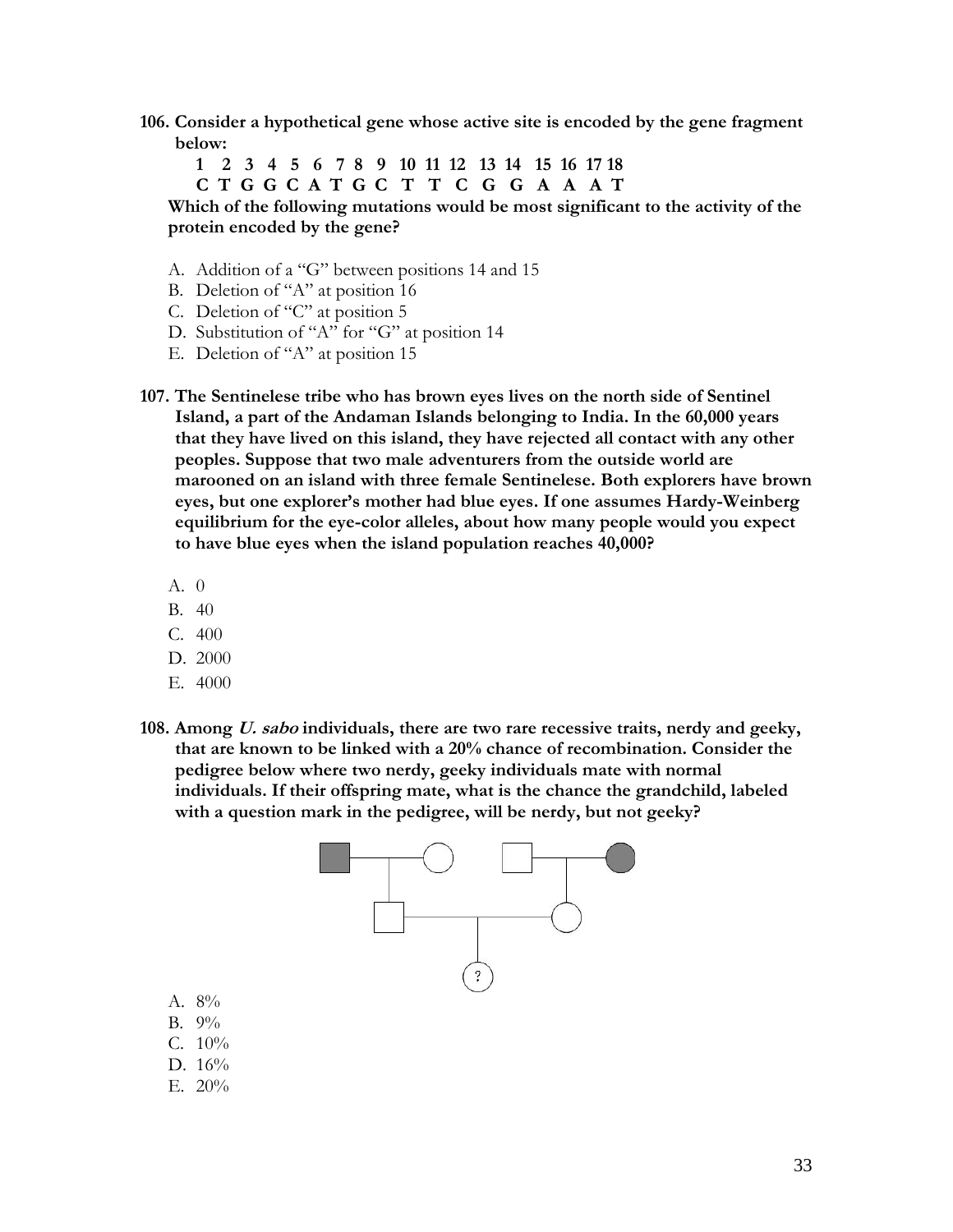**106. Consider a hypothetical gene whose active site is encoded by the gene fragment below:**

**1 2 3 4 5 6 7 8 9 10 11 12 13 14 15 16 17 18**
**C T G G C A T G C T T C G G A A A T**

**Which of the following mutations would be most significant to the activity of the protein encoded by the gene?**

A. Addition of a "G" between positions 14 and 15
B. Deletion of "A" at position 16
C. Deletion of "C" at position 5
D. Substitution of "A" for "G" at position 14
E. Deletion of "A" at position 15

**107. The Sentinelese tribe who has brown eyes lives on the north side of Sentinel Island, a part of the Andaman Islands belonging to India. In the 60,000 years that they have lived on this island, they have rejected all contact with any other peoples. Suppose that two male adventurers from the outside world are marooned on an island with three female Sentinelese. Both explorers have brown eyes, but one explorer's mother had blue eyes. If one assumes Hardy-Weinberg equilibrium for the eye-color alleles, about how many people would you expect to have blue eyes when the island population reaches 40,000?**

A. 0
B. 40
C. 400
D. 2000
E. 4000

**108. Among *U. sabo* individuals, there are two rare recessive traits, nerdy and geeky, that are known to be linked with a 20% chance of recombination. Consider the pedigree below where two nerdy, geeky individuals mate with normal individuals. If their offspring mate, what is the chance the grandchild, labeled with a question mark in the pedigree, will be nerdy, but not geeky?**

A. 8%
B. 9%
C. 10%
D. 16%
E. 20%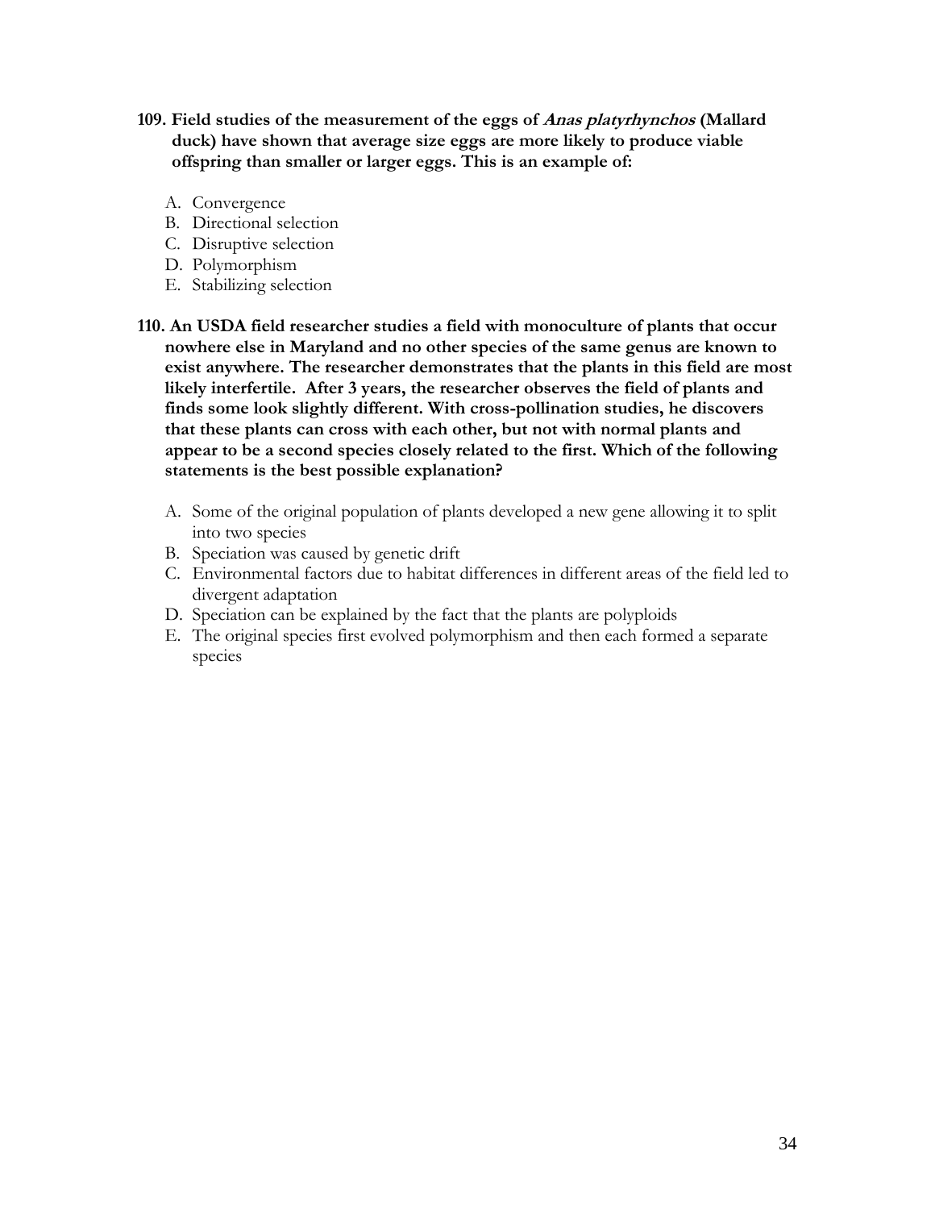**109. Field studies of the measurement of the eggs of *Anas platyrhynchos* (Mallard duck) have shown that average size eggs are more likely to produce viable offspring than smaller or larger eggs. This is an example of:**

A. Convergence
B. Directional selection
C. Disruptive selection
D. Polymorphism
E. Stabilizing selection

**110. An USDA field researcher studies a field with monoculture of plants that occur nowhere else in Maryland and no other species of the same genus are known to exist anywhere. The researcher demonstrates that the plants in this field are most likely interfertile. After 3 years, the researcher observes the field of plants and finds some look slightly different. With cross-pollination studies, he discovers that these plants can cross with each other, but not with normal plants and appear to be a second species closely related to the first. Which of the following statements is the best possible explanation?**

A. Some of the original population of plants developed a new gene allowing it to split into two species
B. Speciation was caused by genetic drift
C. Environmental factors due to habitat differences in different areas of the field led to divergent adaptation
D. Speciation can be explained by the fact that the plants are polyploids
E. The original species first evolved polymorphism and then each formed a separate species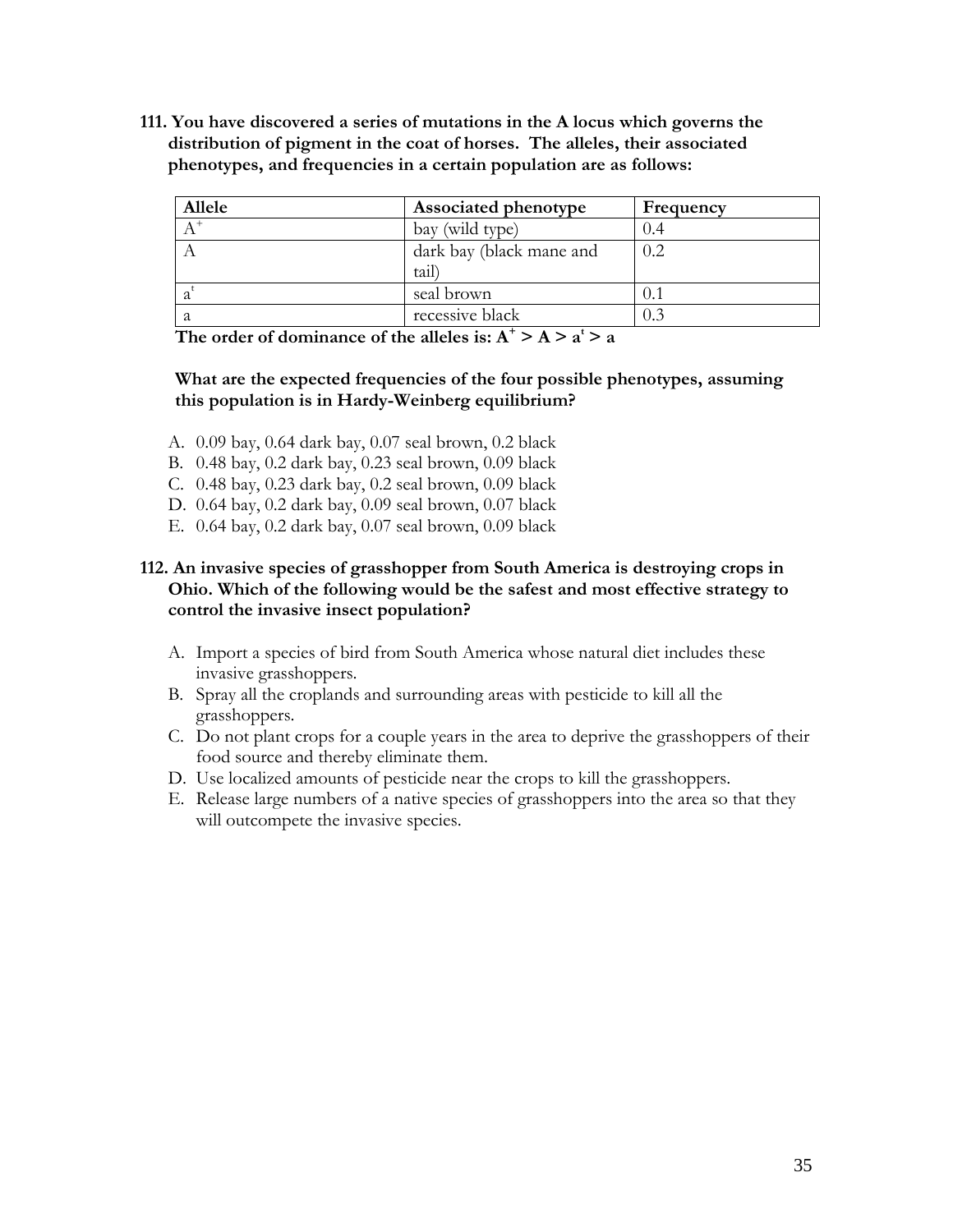**111. You have discovered a series of mutations in the A locus which governs the distribution of pigment in the coat of horses. The alleles, their associated phenotypes, and frequencies in a certain population are as follows:**

| Allele | Associated phenotype | Frequency |
|---|---|---|
| $A^+$ | bay (wild type) | 0.4 |
| A | dark bay (black mane and tail) | 0.2 |
| $a^t$ | seal brown | 0.1 |
| a | recessive black | 0.3 |

**The order of dominance of the alleles is: $A^+ > A > a^t > a$**

**What are the expected frequencies of the four possible phenotypes, assuming this population is in Hardy-Weinberg equilibrium?**

A. 0.09 bay, 0.64 dark bay, 0.07 seal brown, 0.2 black
B. 0.48 bay, 0.2 dark bay, 0.23 seal brown, 0.09 black
C. 0.48 bay, 0.23 dark bay, 0.2 seal brown, 0.09 black
D. 0.64 bay, 0.2 dark bay, 0.09 seal brown, 0.07 black
E. 0.64 bay, 0.2 dark bay, 0.07 seal brown, 0.09 black

**112. An invasive species of grasshopper from South America is destroying crops in Ohio. Which of the following would be the safest and most effective strategy to control the invasive insect population?**

A. Import a species of bird from South America whose natural diet includes these invasive grasshoppers.
B. Spray all the croplands and surrounding areas with pesticide to kill all the grasshoppers.
C. Do not plant crops for a couple years in the area to deprive the grasshoppers of their food source and thereby eliminate them.
D. Use localized amounts of pesticide near the crops to kill the grasshoppers.
E. Release large numbers of a native species of grasshoppers into the area so that they will outcompete the invasive species.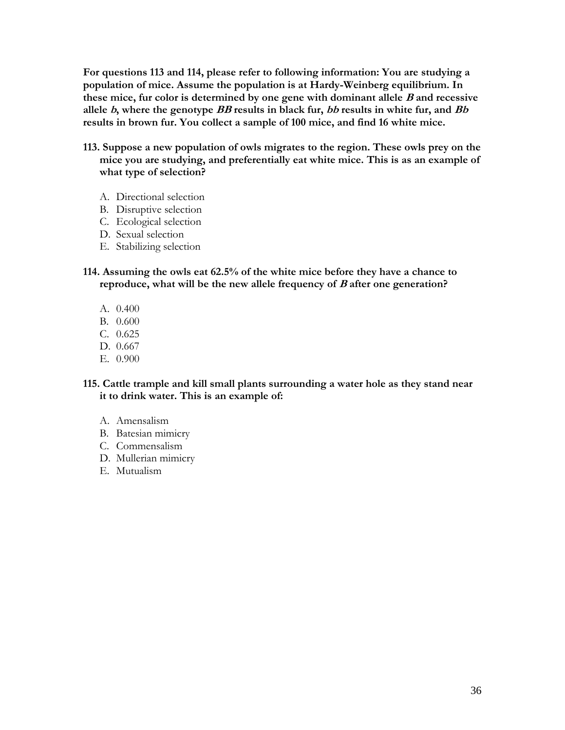**For questions 113 and 114, please refer to following information: You are studying a population of mice. Assume the population is at Hardy-Weinberg equilibrium. In these mice, fur color is determined by one gene with dominant allele *B* and recessive allele *b*, where the genotype *BB* results in black fur, *bb* results in white fur, and *Bb* results in brown fur. You collect a sample of 100 mice, and find 16 white mice.**

**113. Suppose a new population of owls migrates to the region. These owls prey on the mice you are studying, and preferentially eat white mice. This is as an example of what type of selection?**

A. Directional selection
B. Disruptive selection
C. Ecological selection
D. Sexual selection
E. Stabilizing selection

**114. Assuming the owls eat 62.5% of the white mice before they have a chance to reproduce, what will be the new allele frequency of *B* after one generation?**

A. 0.400
B. 0.600
C. 0.625
D. 0.667
E. 0.900

**115. Cattle trample and kill small plants surrounding a water hole as they stand near it to drink water. This is an example of:**

A. Amensalism
B. Batesian mimicry
C. Commensalism
D. Mullerian mimicry
E. Mutualism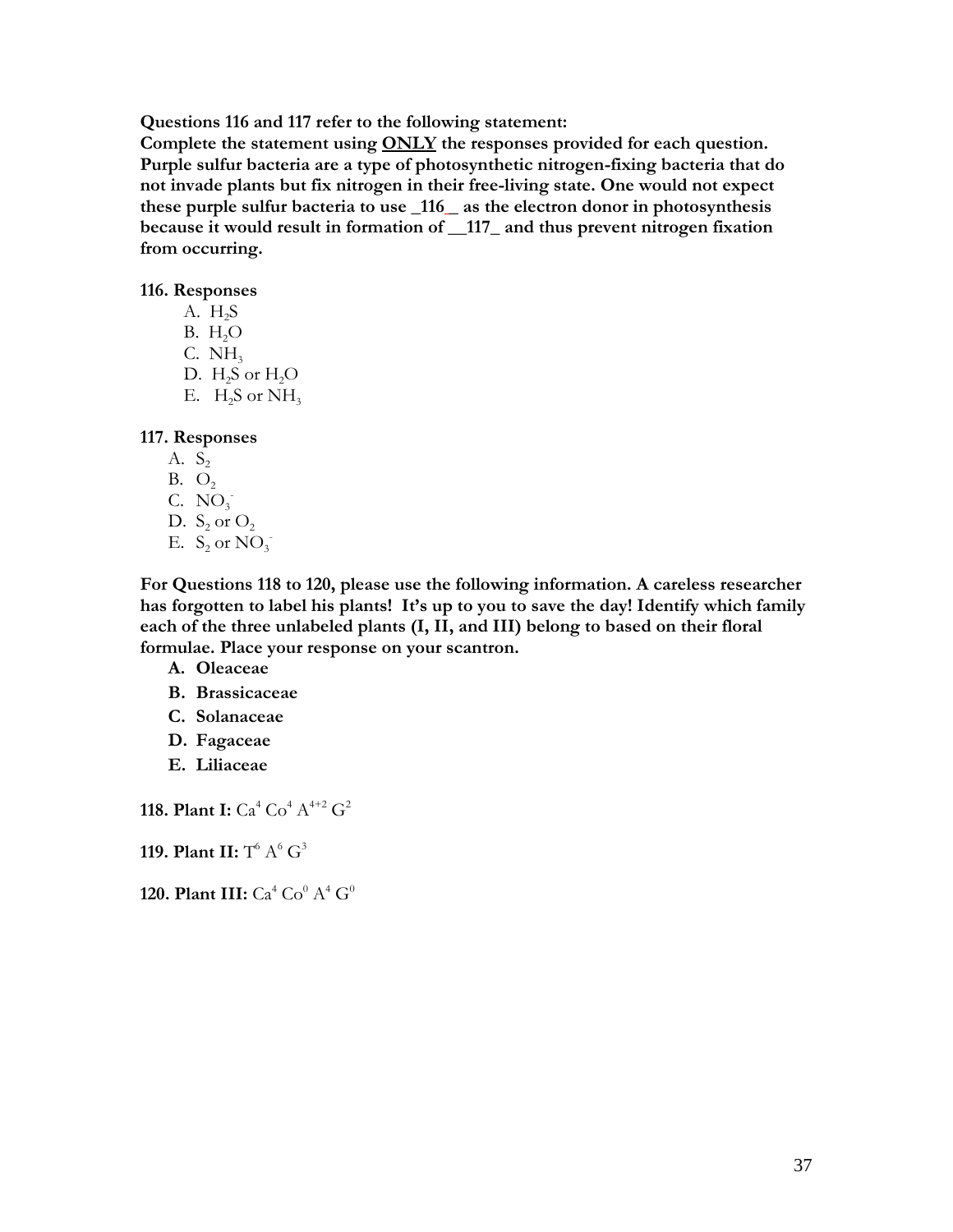**Questions 116 and 117 refer to the following statement:**
**Complete the statement using <u>ONLY</u> the responses provided for each question. Purple sulfur bacteria are a type of photosynthetic nitrogen-fixing bacteria that do not invade plants but fix nitrogen in their free-living state. One would not expect these purple sulfur bacteria to use _116_ as the electron donor in photosynthesis because it would result in formation of __117_ and thus prevent nitrogen fixation from occurring.**

**116. Responses**

A. $H_2S$
B. $H_2O$
C. $NH_3$
D. $H_2S$ or $H_2O$
E. $H_2S$ or $NH_3$

**117. Responses**

A. $S_2$
B. $O_2$
C. $NO_3^-$
D. $S_2$ or $O_2$
E. $S_2$ or $NO_3^-$

**For Questions 118 to 120, please use the following information. A careless researcher has forgotten to label his plants! It's up to you to save the day! Identify which family each of the three unlabeled plants (I, II, and III) belong to based on their floral formulae. Place your response on your scantron.**

**A. Oleaceae**
**B. Brassicaceae**
**C. Solanaceae**
**D. Fagaceae**
**E. Liliaceae**

**118. Plant I:** $Ca^4\ Co^4\ A^{4+2}\ G^2$

**119. Plant II:** $T^6\ A^6\ G^3$

**120. Plant III:** $Ca^4\ Co^0\ A^4\ G^0$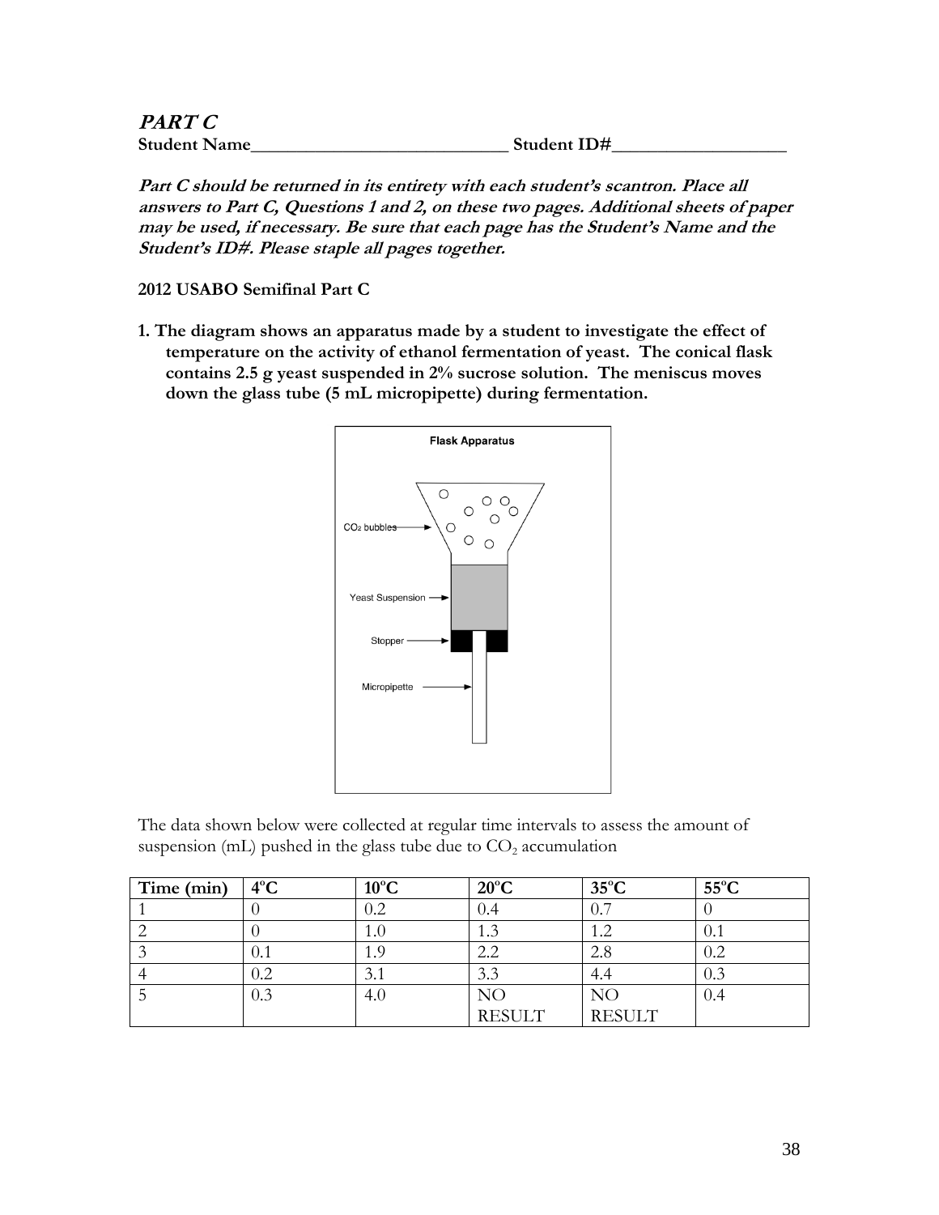## PART C

**Student Name\_\_\_\_\_\_\_\_\_\_\_\_\_\_\_\_\_\_\_\_\_\_\_\_\_\_\_\_\_ Student ID#\_\_\_\_\_\_\_\_\_\_\_\_\_\_\_\_\_\_\_**

***Part C should be returned in its entirety with each student's scantron. Place all answers to Part C, Questions 1 and 2, on these two pages. Additional sheets of paper may be used, if necessary. Be sure that each page has the Student's Name and the Student's ID#. Please staple all pages together.***

**2012 USABO Semifinal Part C**

**1. The diagram shows an apparatus made by a student to investigate the effect of temperature on the activity of ethanol fermentation of yeast. The conical flask contains 2.5 g yeast suspended in 2% sucrose solution. The meniscus moves down the glass tube (5 mL micropipette) during fermentation.**

Flask Apparatus

$CO_2$ bubbles

Yeast Suspension

Stopper

Micropipette

The data shown below were collected at regular time intervals to assess the amount of suspension (mL) pushed in the glass tube due to $CO_2$ accumulation

| Time (min) | 4°C | 10°C | 20°C | 35°C | 55°C |
|---|---|---|---|---|---|
| 1 | 0 | 0.2 | 0.4 | 0.7 | 0 |
| 2 | 0 | 1.0 | 1.3 | 1.2 | 0.1 |
| 3 | 0.1 | 1.9 | 2.2 | 2.8 | 0.2 |
| 4 | 0.2 | 3.1 | 3.3 | 4.4 | 0.3 |
| 5 | 0.3 | 4.0 | NO RESULT | NO RESULT | 0.4 |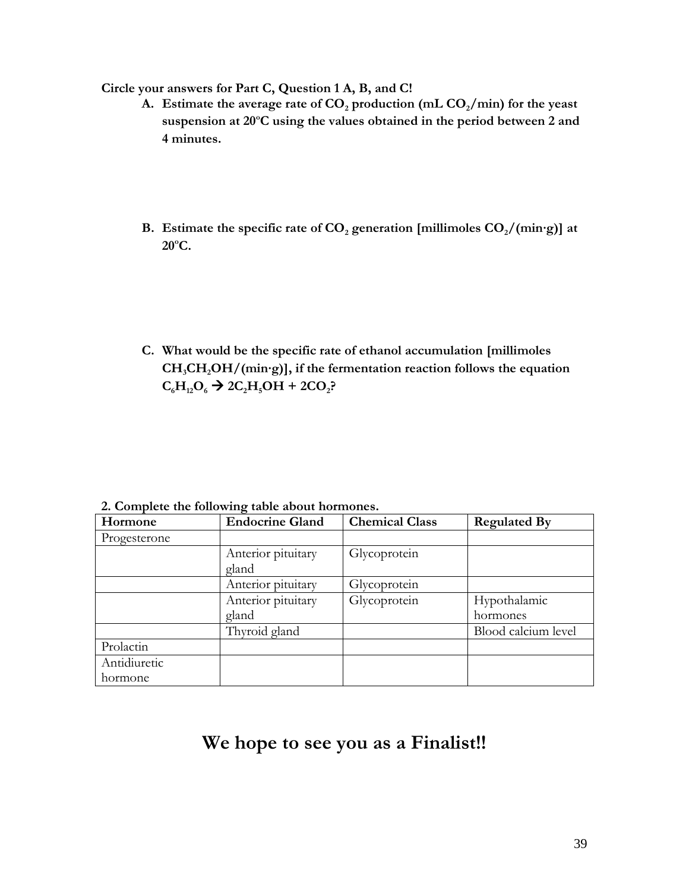**Circle your answers for Part C, Question 1 A, B, and C!**

A. **Estimate the average rate of $CO_2$ production (mL $CO_2$/min) for the yeast suspension at 20°C using the values obtained in the period between 2 and 4 minutes.**

B. **Estimate the specific rate of $CO_2$ generation [millimoles $CO_2$/(min·g)] at 20°C.**

C. **What would be the specific rate of ethanol accumulation [millimoles $CH_3CH_2OH$/(min·g)], if the fermentation reaction follows the equation $C_6H_{12}O_6 \rightarrow 2C_2H_5OH + 2CO_2$?**

**2. Complete the following table about hormones.**

| Hormone | Endocrine Gland | Chemical Class | Regulated By |
|---|---|---|---|
| Progesterone | | | |
| | Anterior pituitary gland | Glycoprotein | |
| | Anterior pituitary | Glycoprotein | |
| | Anterior pituitary gland | Glycoprotein | Hypothalamic hormones |
| | Thyroid gland | | Blood calcium level |
| Prolactin | | | |
| Antidiuretic hormone | | | |

# We hope to see you as a Finalist!!